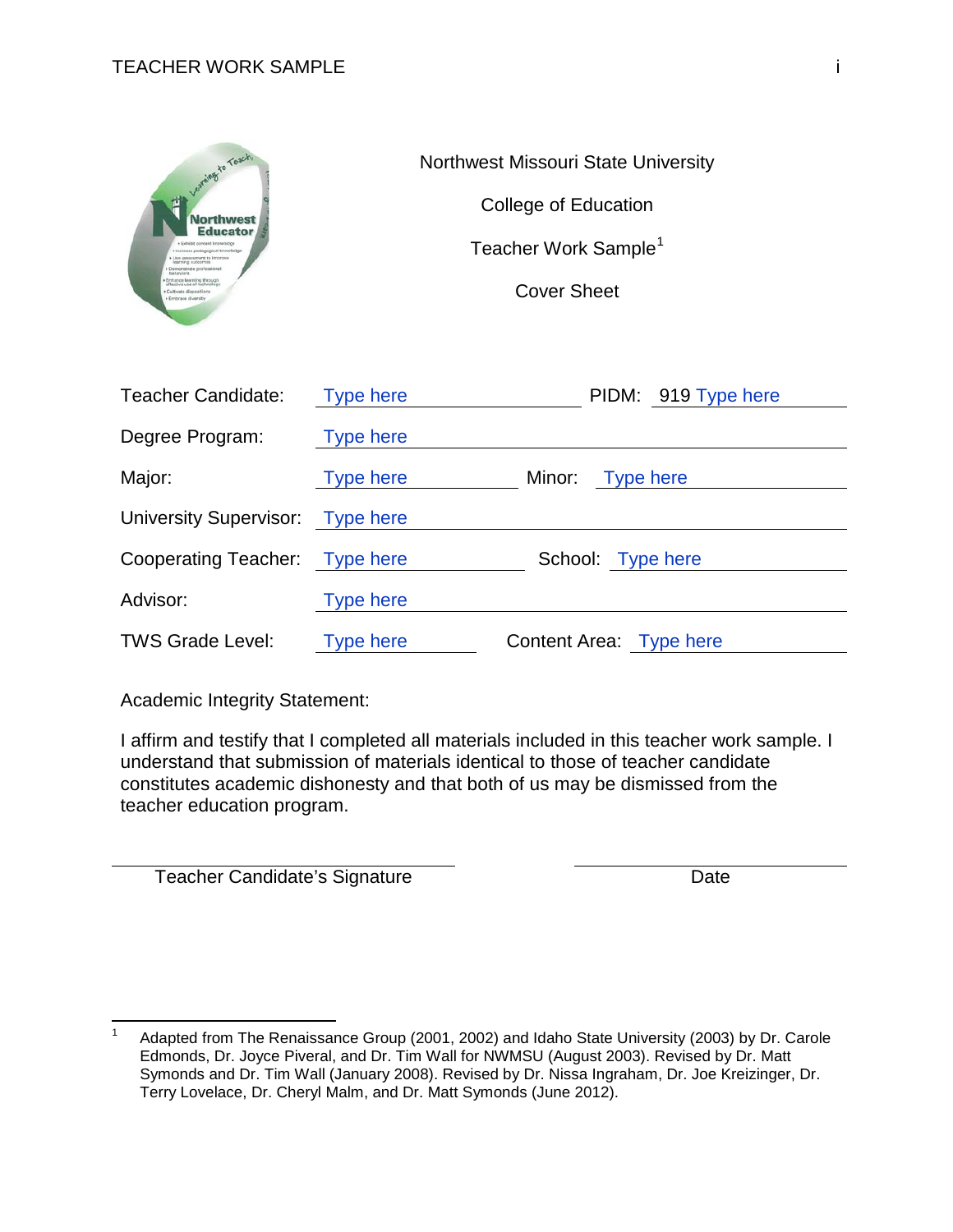Northwest Missouri State University

College of Education

Teacher Work Sample[1]

Cover Sheet

| | | | |
|---|---|---|---|
| Teacher Candidate: | Type here | PIDM: | 919 Type here |
| Degree Program: | Type here | | |
| Major: | Type here | Minor: | Type here |
| University Supervisor: | Type here | | |
| Cooperating Teacher: | Type here | School: | Type here |
| Advisor: | Type here | | |
| TWS Grade Level: | Type here | Content Area: | Type here |

Academic Integrity Statement:

I affirm and testify that I completed all materials included in this teacher work sample. I understand that submission of materials identical to those of teacher candidate constitutes academic dishonesty and that both of us may be dismissed from the teacher education program.

Teacher Candidate's Signature ______________________ Date ______________________

[1] Adapted from The Renaissance Group (2001, 2002) and Idaho State University (2003) by Dr. Carole Edmonds, Dr. Joyce Piveral, and Dr. Tim Wall for NWMSU (August 2003). Revised by Dr. Matt Symonds and Dr. Tim Wall (January 2008). Revised by Dr. Nissa Ingraham, Dr. Joe Kreizinger, Dr. Terry Lovelace, Dr. Cheryl Malm, and Dr. Matt Symonds (June 2012).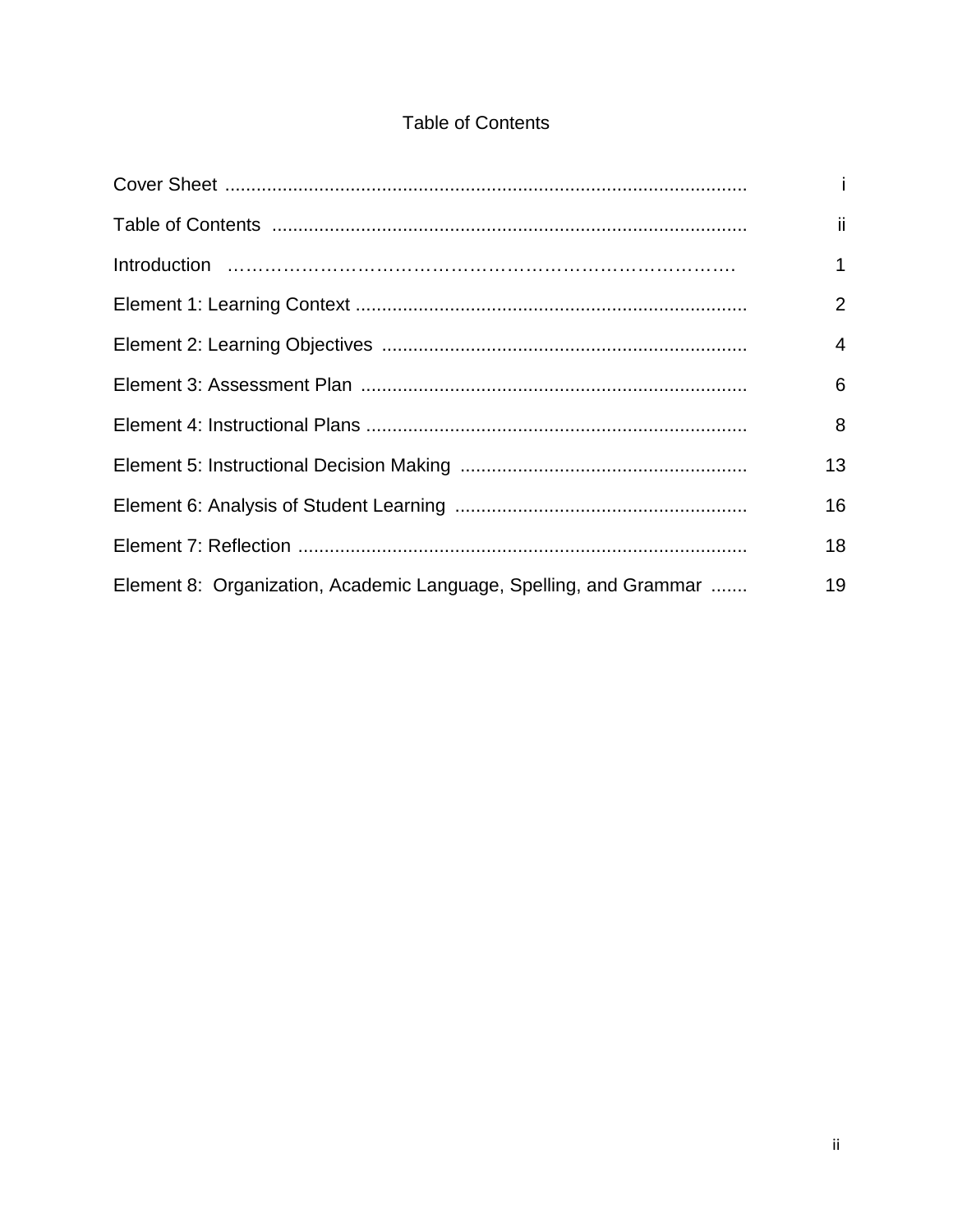# Table of Contents

| | |
|---|---|
| Cover Sheet | i |
| Table of Contents | ii |
| Introduction | 1 |
| Element 1: Learning Context | 2 |
| Element 2: Learning Objectives | 4 |
| Element 3: Assessment Plan | 6 |
| Element 4: Instructional Plans | 8 |
| Element 5: Instructional Decision Making | 13 |
| Element 6: Analysis of Student Learning | 16 |
| Element 7: Reflection | 18 |
| Element 8: Organization, Academic Language, Spelling, and Grammar | 19 |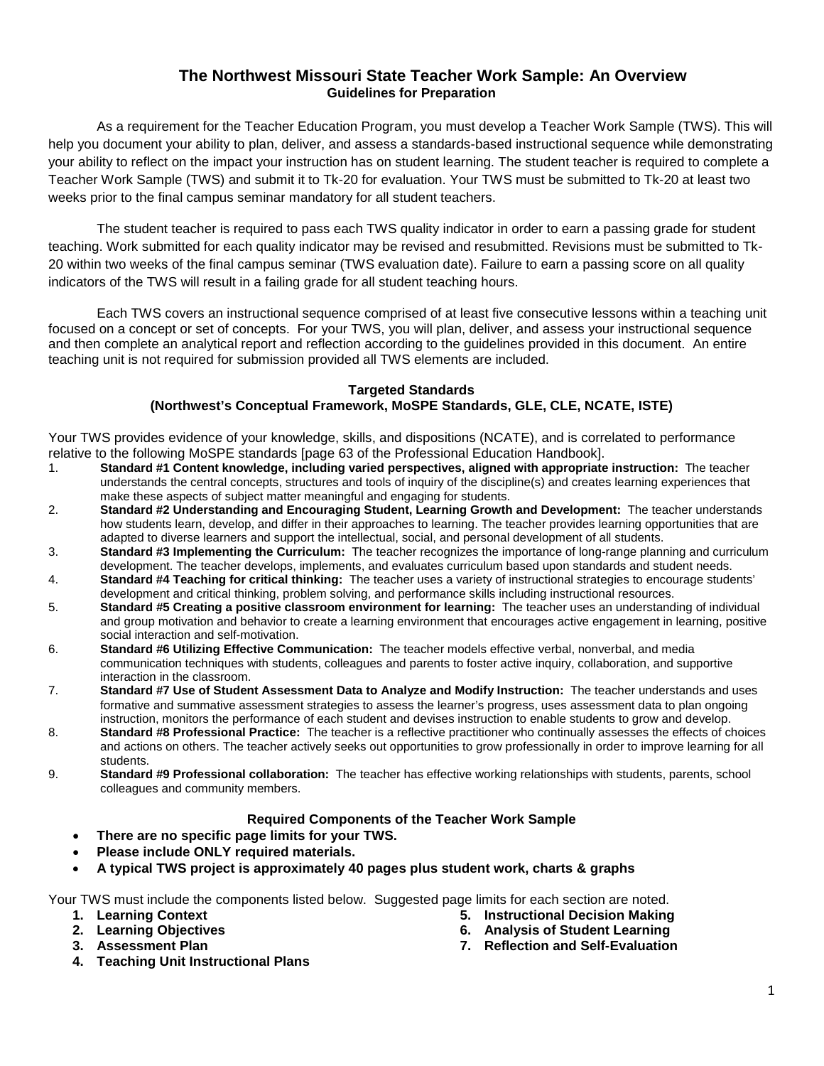# The Northwest Missouri State Teacher Work Sample: An Overview

## Guidelines for Preparation

As a requirement for the Teacher Education Program, you must develop a Teacher Work Sample (TWS). This will help you document your ability to plan, deliver, and assess a standards-based instructional sequence while demonstrating your ability to reflect on the impact your instruction has on student learning. The student teacher is required to complete a Teacher Work Sample (TWS) and submit it to Tk-20 for evaluation. Your TWS must be submitted to Tk-20 at least two weeks prior to the final campus seminar mandatory for all student teachers.

The student teacher is required to pass each TWS quality indicator in order to earn a passing grade for student teaching. Work submitted for each quality indicator may be revised and resubmitted. Revisions must be submitted to Tk-20 within two weeks of the final campus seminar (TWS evaluation date). Failure to earn a passing score on all quality indicators of the TWS will result in a failing grade for all student teaching hours.

Each TWS covers an instructional sequence comprised of at least five consecutive lessons within a teaching unit focused on a concept or set of concepts. For your TWS, you will plan, deliver, and assess your instructional sequence and then complete an analytical report and reflection according to the guidelines provided in this document. An entire teaching unit is not required for submission provided all TWS elements are included.

### Targeted Standards
### (Northwest's Conceptual Framework, MoSPE Standards, GLE, CLE, NCATE, ISTE)

Your TWS provides evidence of your knowledge, skills, and dispositions (NCATE), and is correlated to performance relative to the following MoSPE standards [page 63 of the Professional Education Handbook].

1. **Standard #1 Content knowledge, including varied perspectives, aligned with appropriate instruction:** The teacher understands the central concepts, structures and tools of inquiry of the discipline(s) and creates learning experiences that make these aspects of subject matter meaningful and engaging for students.
2. **Standard #2 Understanding and Encouraging Student, Learning Growth and Development:** The teacher understands how students learn, develop, and differ in their approaches to learning. The teacher provides learning opportunities that are adapted to diverse learners and support the intellectual, social, and personal development of all students.
3. **Standard #3 Implementing the Curriculum:** The teacher recognizes the importance of long-range planning and curriculum development. The teacher develops, implements, and evaluates curriculum based upon standards and student needs.
4. **Standard #4 Teaching for critical thinking:** The teacher uses a variety of instructional strategies to encourage students' development and critical thinking, problem solving, and performance skills including instructional resources.
5. **Standard #5 Creating a positive classroom environment for learning:** The teacher uses an understanding of individual and group motivation and behavior to create a learning environment that encourages active engagement in learning, positive social interaction and self-motivation.
6. **Standard #6 Utilizing Effective Communication:** The teacher models effective verbal, nonverbal, and media communication techniques with students, colleagues and parents to foster active inquiry, collaboration, and supportive interaction in the classroom.
7. **Standard #7 Use of Student Assessment Data to Analyze and Modify Instruction:** The teacher understands and uses formative and summative assessment strategies to assess the learner's progress, uses assessment data to plan ongoing instruction, monitors the performance of each student and devises instruction to enable students to grow and develop.
8. **Standard #8 Professional Practice:** The teacher is a reflective practitioner who continually assesses the effects of choices and actions on others. The teacher actively seeks out opportunities to grow professionally in order to improve learning for all students.
9. **Standard #9 Professional collaboration:** The teacher has effective working relationships with students, parents, school colleagues and community members.

### Required Components of the Teacher Work Sample

- **There are no specific page limits for your TWS.**
- **Please include ONLY required materials.**
- **A typical TWS project is approximately 40 pages plus student work, charts & graphs**

Your TWS must include the components listed below. Suggested page limits for each section are noted.

1. **Learning Context**
2. **Learning Objectives**
3. **Assessment Plan**
4. **Teaching Unit Instructional Plans**
5. **Instructional Decision Making**
6. **Analysis of Student Learning**
7. **Reflection and Self-Evaluation**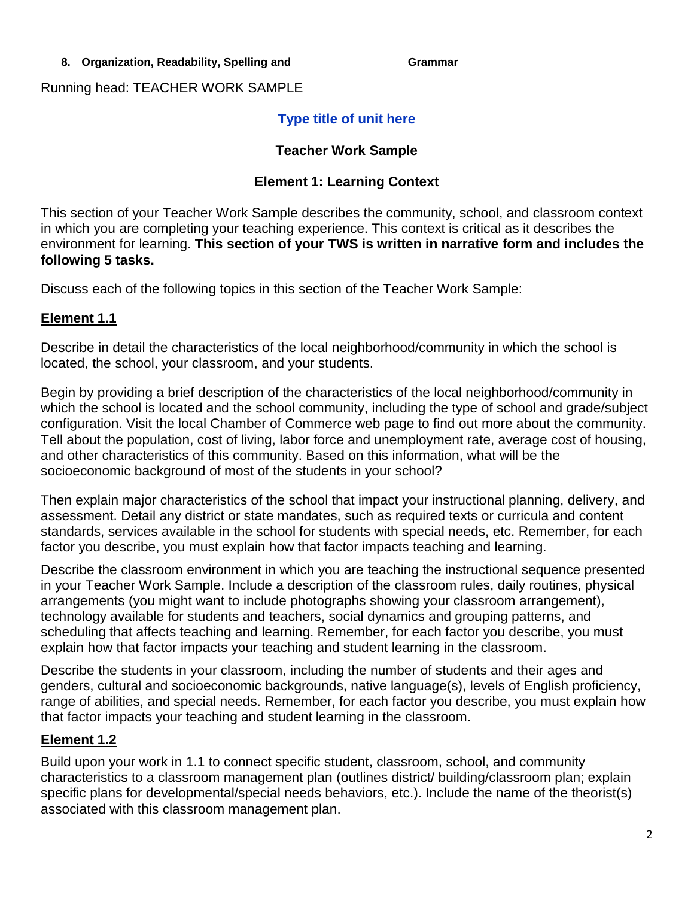**8. Organization, Readability, Spelling and Grammar**

Running head: TEACHER WORK SAMPLE

**Type title of unit here**

**Teacher Work Sample**

**Element 1: Learning Context**

This section of your Teacher Work Sample describes the community, school, and classroom context in which you are completing your teaching experience. This context is critical as it describes the environment for learning. **This section of your TWS is written in narrative form and includes the following 5 tasks.**

Discuss each of the following topics in this section of the Teacher Work Sample:

## Element 1.1

Describe in detail the characteristics of the local neighborhood/community in which the school is located, the school, your classroom, and your students.

Begin by providing a brief description of the characteristics of the local neighborhood/community in which the school is located and the school community, including the type of school and grade/subject configuration. Visit the local Chamber of Commerce web page to find out more about the community. Tell about the population, cost of living, labor force and unemployment rate, average cost of housing, and other characteristics of this community. Based on this information, what will be the socioeconomic background of most of the students in your school?

Then explain major characteristics of the school that impact your instructional planning, delivery, and assessment. Detail any district or state mandates, such as required texts or curricula and content standards, services available in the school for students with special needs, etc. Remember, for each factor you describe, you must explain how that factor impacts teaching and learning.

Describe the classroom environment in which you are teaching the instructional sequence presented in your Teacher Work Sample. Include a description of the classroom rules, daily routines, physical arrangements (you might want to include photographs showing your classroom arrangement), technology available for students and teachers, social dynamics and grouping patterns, and scheduling that affects teaching and learning. Remember, for each factor you describe, you must explain how that factor impacts your teaching and student learning in the classroom.

Describe the students in your classroom, including the number of students and their ages and genders, cultural and socioeconomic backgrounds, native language(s), levels of English proficiency, range of abilities, and special needs. Remember, for each factor you describe, you must explain how that factor impacts your teaching and student learning in the classroom.

## Element 1.2

Build upon your work in 1.1 to connect specific student, classroom, school, and community characteristics to a classroom management plan (outlines district/ building/classroom plan; explain specific plans for developmental/special needs behaviors, etc.). Include the name of the theorist(s) associated with this classroom management plan.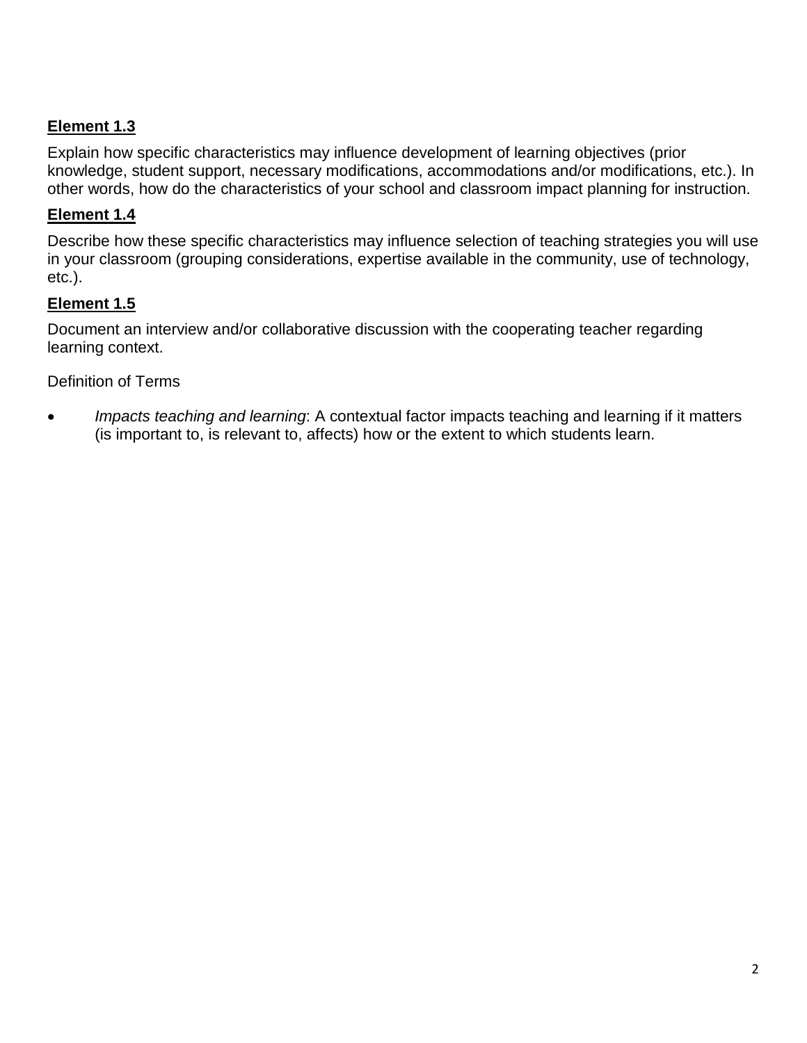**Element 1.3**

Explain how specific characteristics may influence development of learning objectives (prior knowledge, student support, necessary modifications, accommodations and/or modifications, etc.). In other words, how do the characteristics of your school and classroom impact planning for instruction.

**Element 1.4**

Describe how these specific characteristics may influence selection of teaching strategies you will use in your classroom (grouping considerations, expertise available in the community, use of technology, etc.).

**Element 1.5**

Document an interview and/or collaborative discussion with the cooperating teacher regarding learning context.

Definition of Terms

- *Impacts teaching and learning*: A contextual factor impacts teaching and learning if it matters (is important to, is relevant to, affects) how or the extent to which students learn.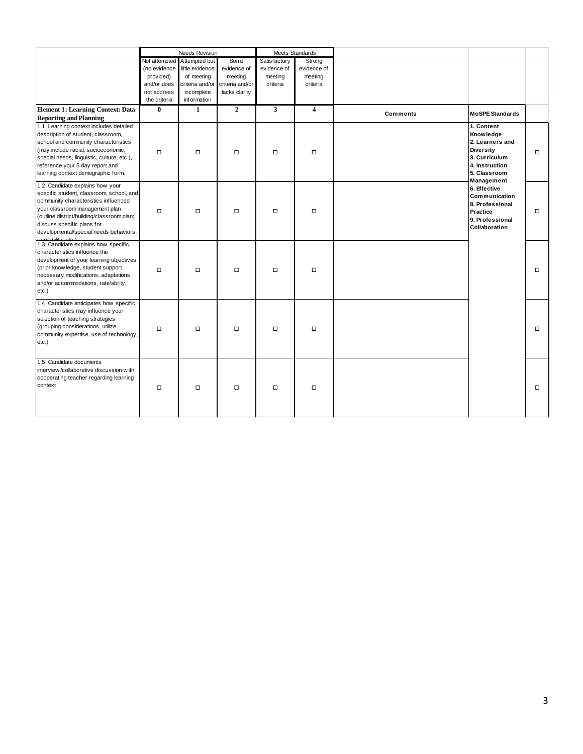|  | Needs Revision | | | Meets Standards | |  |  |  |
|---|---|---|---|---|---|---|---|---|
|  | Not attempted (no evidence provided) and/or does not address the criteria | Attempted but little evidence of meeting criteria and/or incomplete information | Some evidence of meeting criteria and/or lacks clarity | Satisfactory evidence of meeting criteria | Strong evidence of meeting criteria |  |  |  |
| **Element 1: Learning Context: Data Reporting and Planning** | **0** | **1** | **2** | **3** | **4** | **Comments** | **MoSPE Standards** |  |
| 1.1 Learning context includes detailed description of student, classroom, school and community characteristics (may include racial, socioeconomic, special needs, linguistic, culture, etc.), reference your 5 day report and learning context demographic form. | ☐ | ☐ | ☐ | ☐ | ☐ |  | **1. Content Knowledge 2. Learners and Diversity 3. Curriculum 4. Instruction 5. Classroom Management 6. Effective Communication 8. Professional Practice 9. Professional Collaboration** | ☐ |
| 1.2 Candidate explains how your specific student, classroom, school, and community characteristics influenced your classroom management plan (outline district/building/classroom plan; discuss specific plans for developmental/special needs behaviors, rate/ability, etc.) | ☐ | ☐ | ☐ | ☐ | ☐ |  |  | ☐ |
| 1.3 Candidate explains how specific characteristics influence the development of your learning objectives (prior knowledge, student support, necessary modifications, adaptations and/or accommodations, rate/ability, etc.) | ☐ | ☐ | ☐ | ☐ | ☐ |  |  | ☐ |
| 1.4 Candidate anticipates how specific characteristics may influence your selection of teaching strategies (grouping considerations, utilize community expertise, use of technology, etc.) | ☐ | ☐ | ☐ | ☐ | ☐ |  |  | ☐ |
| 1.5 Candidate documents interview/collaborative discussion with cooperating teacher regarding learning context | ☐ | ☐ | ☐ | ☐ | ☐ |  |  | ☐ |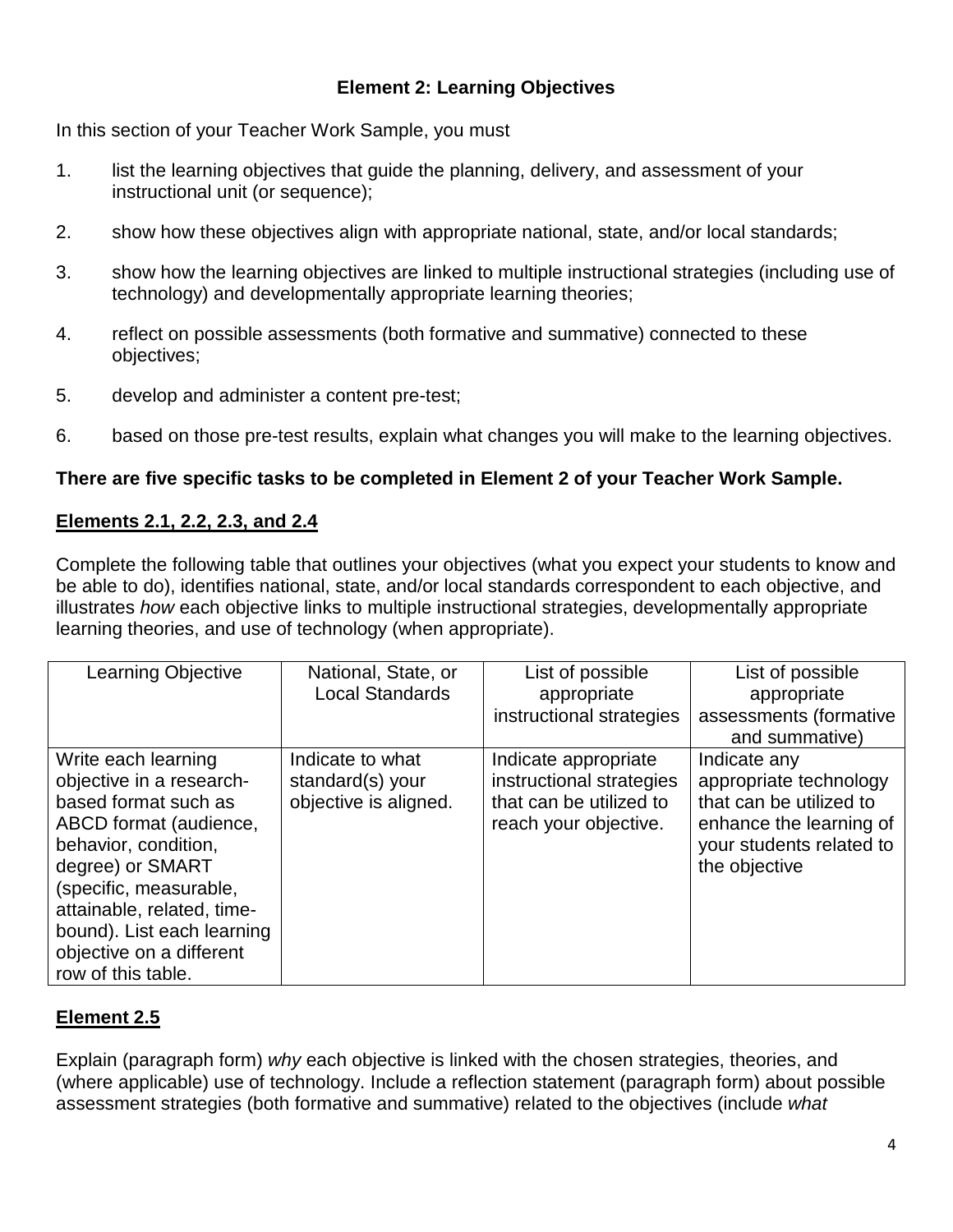### Element 2: Learning Objectives

In this section of your Teacher Work Sample, you must

1. list the learning objectives that guide the planning, delivery, and assessment of your instructional unit (or sequence);
2. show how these objectives align with appropriate national, state, and/or local standards;
3. show how the learning objectives are linked to multiple instructional strategies (including use of technology) and developmentally appropriate learning theories;
4. reflect on possible assessments (both formative and summative) connected to these objectives;
5. develop and administer a content pre-test;
6. based on those pre-test results, explain what changes you will make to the learning objectives.

**There are five specific tasks to be completed in Element 2 of your Teacher Work Sample.**

**<u>Elements 2.1, 2.2, 2.3, and 2.4</u>**

Complete the following table that outlines your objectives (what you expect your students to know and be able to do), identifies national, state, and/or local standards correspondent to each objective, and illustrates *how* each objective links to multiple instructional strategies, developmentally appropriate learning theories, and use of technology (when appropriate).

| Learning Objective | National, State, or Local Standards | List of possible appropriate instructional strategies | List of possible appropriate assessments (formative and summative) |
|---|---|---|---|
| Write each learning objective in a research-based format such as ABCD format (audience, behavior, condition, degree) or SMART (specific, measurable, attainable, related, time-bound). List each learning objective on a different row of this table. | Indicate to what standard(s) your objective is aligned. | Indicate appropriate instructional strategies that can be utilized to reach your objective. | Indicate any appropriate technology that can be utilized to enhance the learning of your students related to the objective |

**<u>Element 2.5</u>**

Explain (paragraph form) *why* each objective is linked with the chosen strategies, theories, and (where applicable) use of technology. Include a reflection statement (paragraph form) about possible assessment strategies (both formative and summative) related to the objectives (include *what*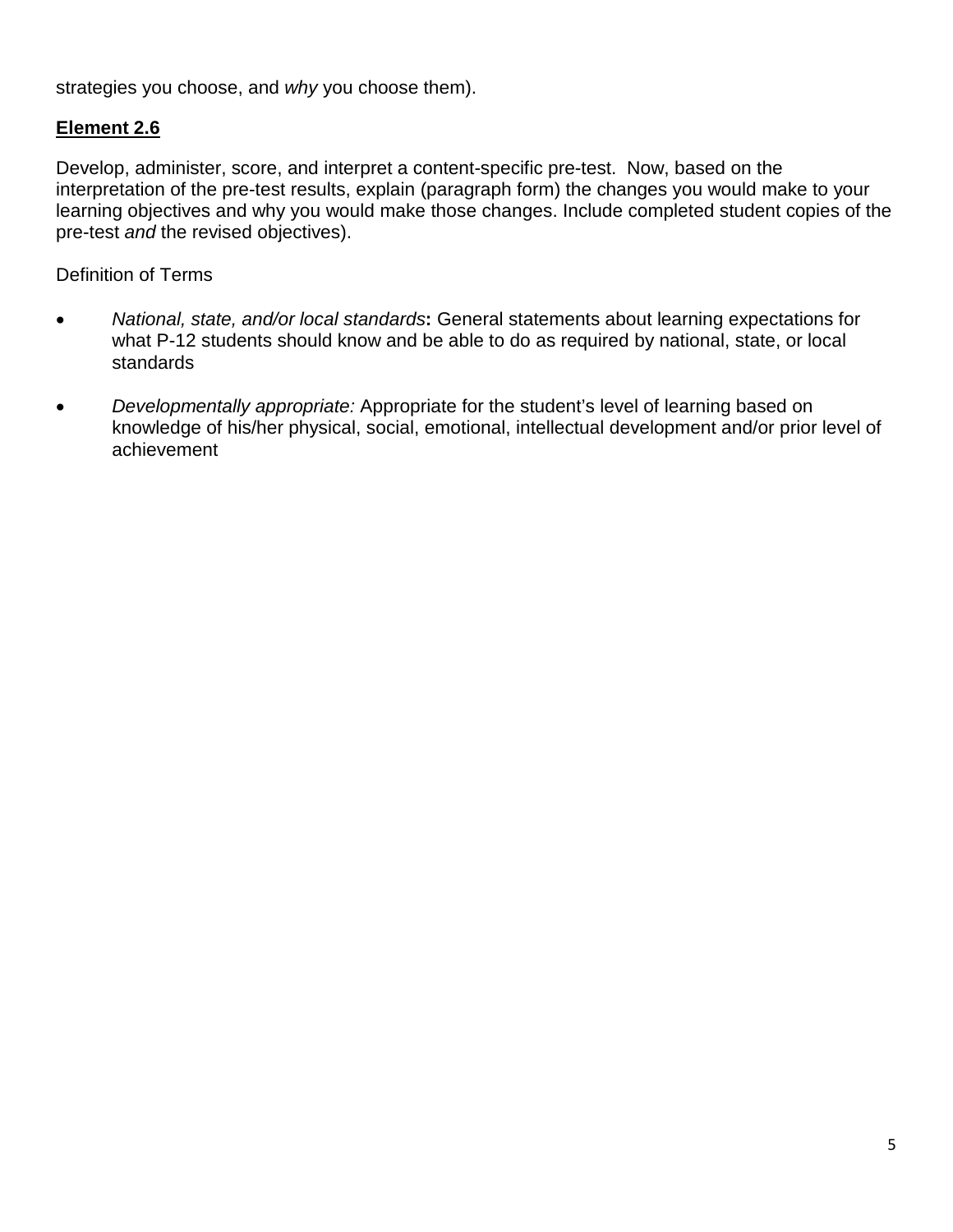strategies you choose, and *why* you choose them).

**Element 2.6**

Develop, administer, score, and interpret a content-specific pre-test. Now, based on the interpretation of the pre-test results, explain (paragraph form) the changes you would make to your learning objectives and why you would make those changes. Include completed student copies of the pre-test *and* the revised objectives).

Definition of Terms

- *National, state, and/or local standards*: General statements about learning expectations for what P-12 students should know and be able to do as required by national, state, or local standards
- *Developmentally appropriate:* Appropriate for the student's level of learning based on knowledge of his/her physical, social, emotional, intellectual development and/or prior level of achievement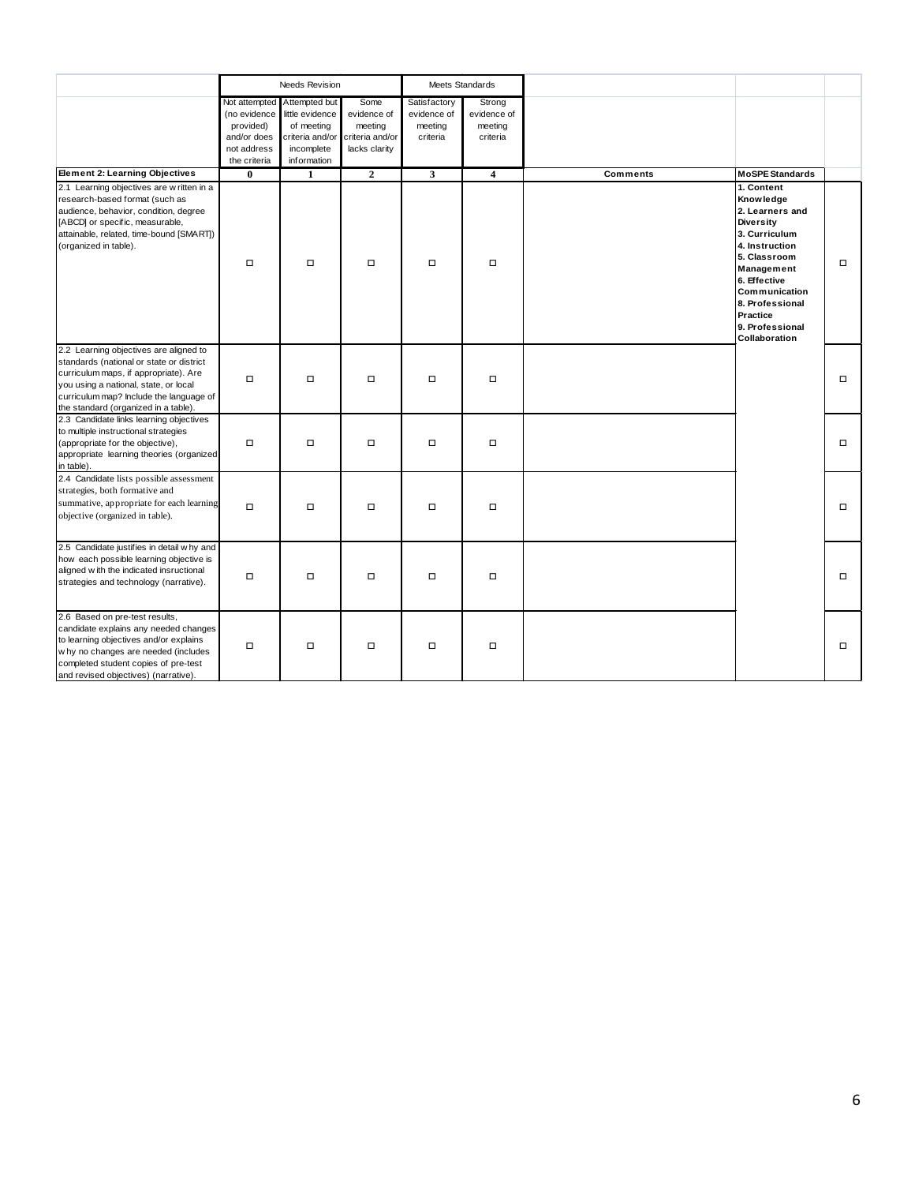| | Needs Revision | | | Meets Standards | | | | |
|---|---|---|---|---|---|---|---|---|
| | Not attempted (no evidence provided) and/or does not address the criteria | Attempted but little evidence of meeting criteria and/or incomplete information | Some evidence of meeting criteria and/or lacks clarity | Satisfactory evidence of meeting criteria | Strong evidence of meeting criteria | | | |
| **Element 2: Learning Objectives** | **0** | **1** | **2** | **3** | **4** | **Comments** | **MoSPE Standards** | |
| 2.1 Learning objectives are written in a research-based format (such as audience, behavior, condition, degree [ABCD] or specific, measurable, attainable, related, time-bound [SMART]) (organized in table). | ☐ | ☐ | ☐ | ☐ | ☐ | | **1. Content Knowledge 2. Learners and Diversity 3. Curriculum 4. Instruction 5. Classroom Management 6. Effective Communication 8. Professional Practice 9. Professional Collaboration** | ☐ |
| 2.2 Learning objectives are aligned to standards (national or state or district curriculum maps, if appropriate). Are you using a national, state, or local curriculum map? Include the language of the standard (organized in a table). | ☐ | ☐ | ☐ | ☐ | ☐ | | | ☐ |
| 2.3 Candidate links learning objectives to multiple instructional strategies (appropriate for the objective), appropriate learning theories (organized in table). | ☐ | ☐ | ☐ | ☐ | ☐ | | | ☐ |
| 2.4 Candidate lists possible assessment strategies, both formative and summative, appropriate for each learning objective (organized in table). | ☐ | ☐ | ☐ | ☐ | ☐ | | | ☐ |
| 2.5 Candidate justifies in detail why and how each possible learning objective is aligned with the indicated insructional strategies and technology (narrative). | ☐ | ☐ | ☐ | ☐ | ☐ | | | ☐ |
| 2.6 Based on pre-test results, candidate explains any needed changes to learning objectives and/or explains why no changes are needed (includes completed student copies of pre-test and revised objectives) (narrative). | ☐ | ☐ | ☐ | ☐ | ☐ | | | ☐ |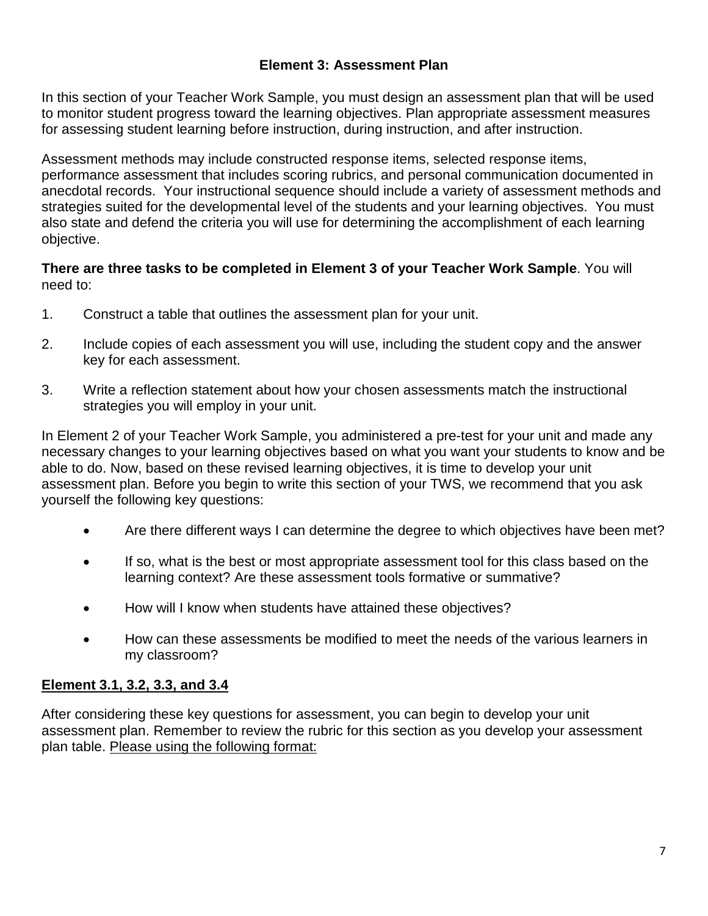## Element 3: Assessment Plan

In this section of your Teacher Work Sample, you must design an assessment plan that will be used to monitor student progress toward the learning objectives. Plan appropriate assessment measures for assessing student learning before instruction, during instruction, and after instruction.

Assessment methods may include constructed response items, selected response items, performance assessment that includes scoring rubrics, and personal communication documented in anecdotal records. Your instructional sequence should include a variety of assessment methods and strategies suited for the developmental level of the students and your learning objectives. You must also state and defend the criteria you will use for determining the accomplishment of each learning objective.

**There are three tasks to be completed in Element 3 of your Teacher Work Sample**. You will need to:

1. Construct a table that outlines the assessment plan for your unit.
2. Include copies of each assessment you will use, including the student copy and the answer key for each assessment.
3. Write a reflection statement about how your chosen assessments match the instructional strategies you will employ in your unit.

In Element 2 of your Teacher Work Sample, you administered a pre-test for your unit and made any necessary changes to your learning objectives based on what you want your students to know and be able to do. Now, based on these revised learning objectives, it is time to develop your unit assessment plan. Before you begin to write this section of your TWS, we recommend that you ask yourself the following key questions:

- Are there different ways I can determine the degree to which objectives have been met?
- If so, what is the best or most appropriate assessment tool for this class based on the learning context? Are these assessment tools formative or summative?
- How will I know when students have attained these objectives?
- How can these assessments be modified to meet the needs of the various learners in my classroom?

### <u>Element 3.1, 3.2, 3.3, and 3.4</u>

After considering these key questions for assessment, you can begin to develop your unit assessment plan. Remember to review the rubric for this section as you develop your assessment plan table. <u>Please using the following format:</u>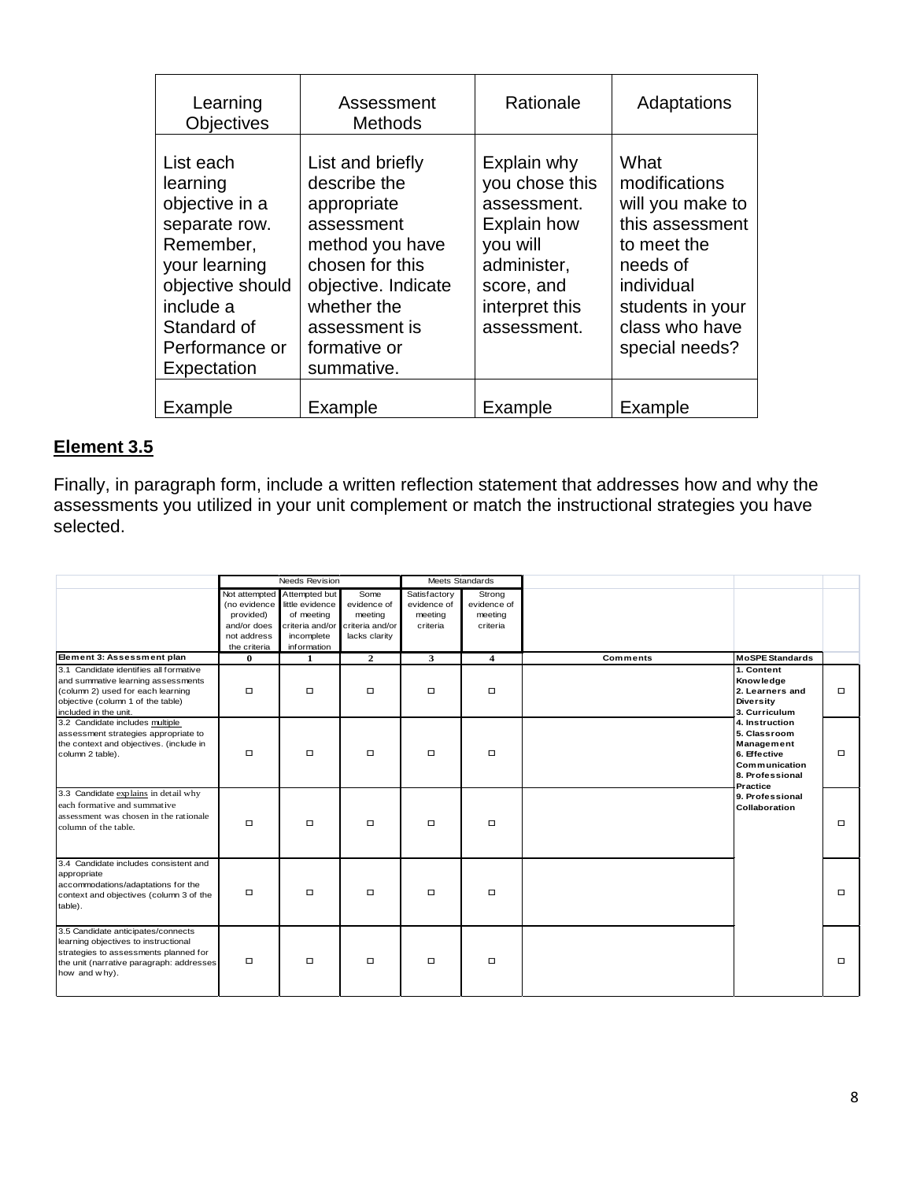| Learning Objectives | Assessment Methods | Rationale | Adaptations |
|---|---|---|---|
| List each learning objective in a separate row. Remember, your learning objective should include a Standard of Performance or Expectation | List and briefly describe the appropriate assessment method you have chosen for this objective. Indicate whether the assessment is formative or summative. | Explain why you chose this assessment. Explain how you will administer, score, and interpret this assessment. | What modifications will you make to this assessment to meet the needs of individual students in your class who have special needs? |
| Example | Example | Example | Example |

**Element 3.5**

Finally, in paragraph form, include a written reflection statement that addresses how and why the assessments you utilized in your unit complement or match the instructional strategies you have selected.

| | Needs Revision | | | Meets Standards | | | | |
|---|---|---|---|---|---|---|---|---|
| | Not attempted (no evidence provided) and/or does not address the criteria | Attempted but little evidence of meeting criteria and/or incomplete information | Some evidence of meeting criteria and/or lacks clarity | Satisfactory evidence of meeting criteria | Strong evidence of meeting criteria | | | |
| **Element 3: Assessment plan** | **0** | **1** | **2** | **3** | **4** | **Comments** | **MoSPE Standards** | |
| 3.1 Candidate identifies all formative and summative learning assessments (column 2) used for each learning objective (column 1 of the table) included in the unit. | ☐ | ☐ | ☐ | ☐ | ☐ | | **1. Content Knowledge 2. Learners and Diversity 3. Curriculum 4. Instruction 5. Classroom Management 6. Effective Communication 8. Professional Practice 9. Professional Collaboration** | ☐ |
| 3.2 Candidate includes multiple assessment strategies appropriate to the context and objectives. (include in column 2 table). | ☐ | ☐ | ☐ | ☐ | ☐ | | | ☐ |
| 3.3 Candidate explains in detail why each formative and summative assessment was chosen in the rationale column of the table. | ☐ | ☐ | ☐ | ☐ | ☐ | | | ☐ |
| 3.4 Candidate includes consistent and appropriate accommodations/adaptations for the context and objectives (column 3 of the table). | ☐ | ☐ | ☐ | ☐ | ☐ | | | ☐ |
| 3.5 Candidate anticipates/connects learning objectives to instructional strategies to assessments planned for the unit (narrative paragraph: addresses how and why). | ☐ | ☐ | ☐ | ☐ | ☐ | | | ☐ |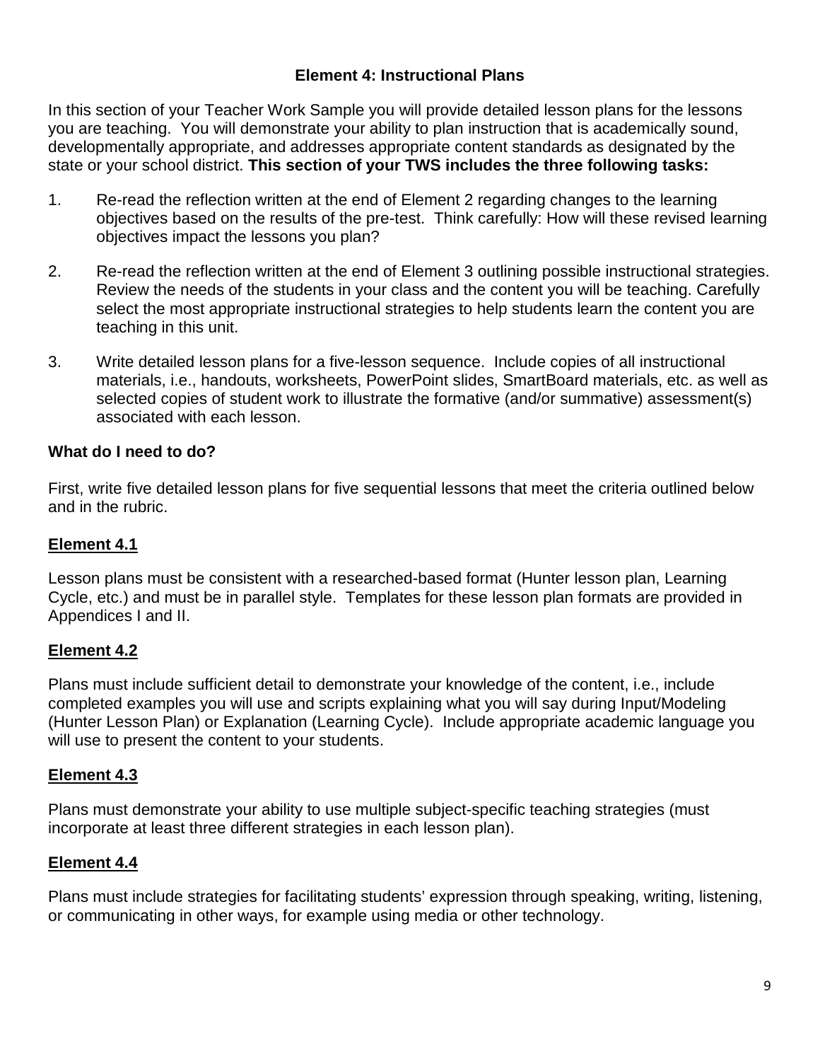## Element 4: Instructional Plans

In this section of your Teacher Work Sample you will provide detailed lesson plans for the lessons you are teaching. You will demonstrate your ability to plan instruction that is academically sound, developmentally appropriate, and addresses appropriate content standards as designated by the state or your school district. **This section of your TWS includes the three following tasks:**

1. Re-read the reflection written at the end of Element 2 regarding changes to the learning objectives based on the results of the pre-test. Think carefully: How will these revised learning objectives impact the lessons you plan?

2. Re-read the reflection written at the end of Element 3 outlining possible instructional strategies. Review the needs of the students in your class and the content you will be teaching. Carefully select the most appropriate instructional strategies to help students learn the content you are teaching in this unit.

3. Write detailed lesson plans for a five-lesson sequence. Include copies of all instructional materials, i.e., handouts, worksheets, PowerPoint slides, SmartBoard materials, etc. as well as selected copies of student work to illustrate the formative (and/or summative) assessment(s) associated with each lesson.

**What do I need to do?**

First, write five detailed lesson plans for five sequential lessons that meet the criteria outlined below and in the rubric.

### Element 4.1

Lesson plans must be consistent with a researched-based format (Hunter lesson plan, Learning Cycle, etc.) and must be in parallel style. Templates for these lesson plan formats are provided in Appendices I and II.

### Element 4.2

Plans must include sufficient detail to demonstrate your knowledge of the content, i.e., include completed examples you will use and scripts explaining what you will say during Input/Modeling (Hunter Lesson Plan) or Explanation (Learning Cycle). Include appropriate academic language you will use to present the content to your students.

### Element 4.3

Plans must demonstrate your ability to use multiple subject-specific teaching strategies (must incorporate at least three different strategies in each lesson plan).

### Element 4.4

Plans must include strategies for facilitating students' expression through speaking, writing, listening, or communicating in other ways, for example using media or other technology.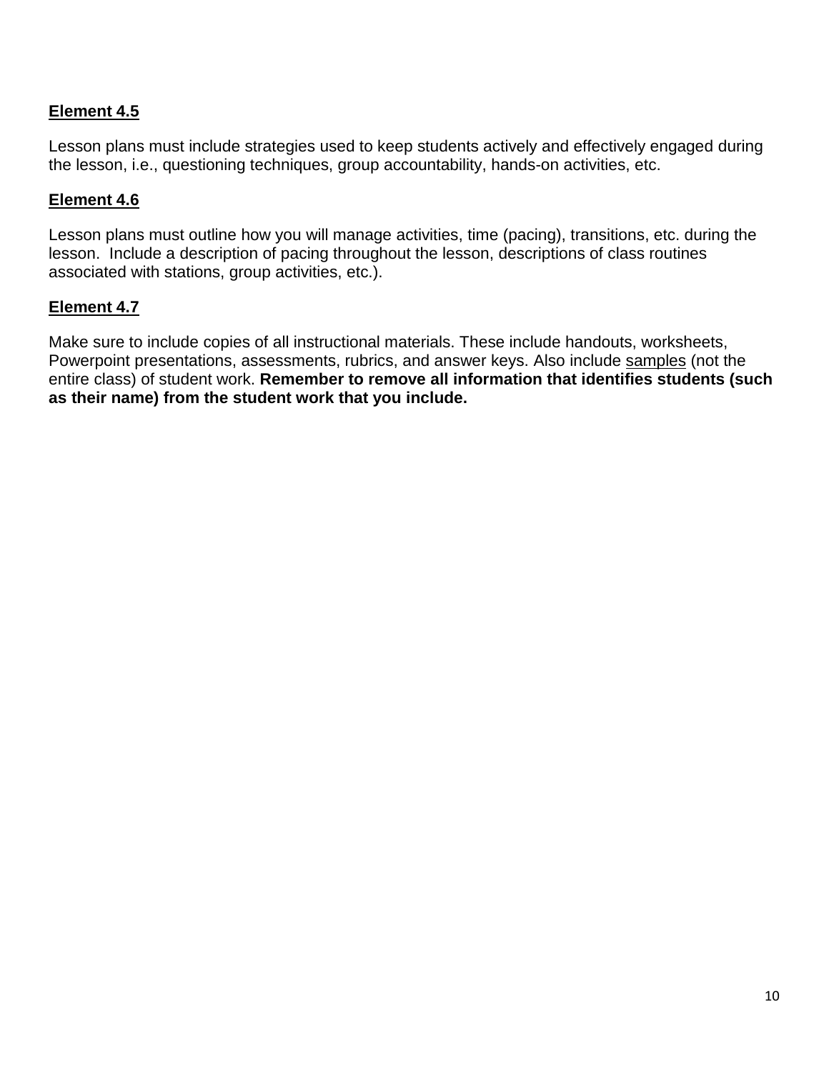**<u>Element 4.5</u>**

Lesson plans must include strategies used to keep students actively and effectively engaged during the lesson, i.e., questioning techniques, group accountability, hands-on activities, etc.

**<u>Element 4.6</u>**

Lesson plans must outline how you will manage activities, time (pacing), transitions, etc. during the lesson. Include a description of pacing throughout the lesson, descriptions of class routines associated with stations, group activities, etc.).

**<u>Element 4.7</u>**

Make sure to include copies of all instructional materials. These include handouts, worksheets, Powerpoint presentations, assessments, rubrics, and answer keys. Also include <u>samples</u> (not the entire class) of student work. **Remember to remove all information that identifies students (such as their name) from the student work that you include.**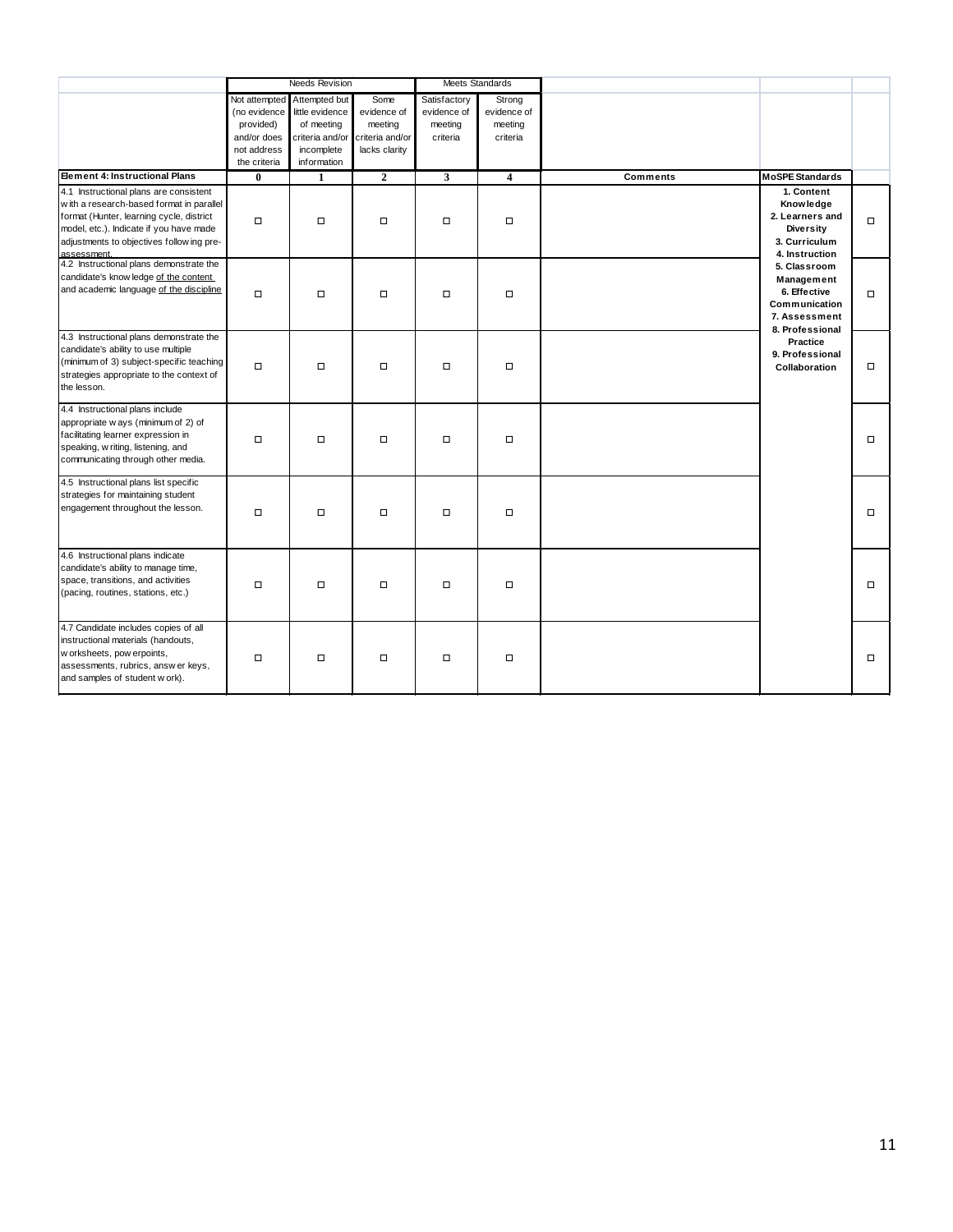| | Needs Revision | | | Meets Standards | | | | |
|---|---|---|---|---|---|---|---|---|
| | Not attempted (no evidence provided) and/or does not address the criteria | Attempted but little evidence of meeting criteria and/or incomplete information | Some evidence of meeting criteria and/or lacks clarity | Satisfactory evidence of meeting criteria | Strong evidence of meeting criteria | | | |
| **Element 4: Instructional Plans** | **0** | **1** | **2** | **3** | **4** | **Comments** | **MoSPE Standards** | |
| 4.1 Instructional plans are consistent with a research-based format in parallel format (Hunter, learning cycle, district model, etc.). Indicate if you have made adjustments to objectives following pre-assessment. | ☐ | ☐ | ☐ | ☐ | ☐ | | **1. Content Knowledge 2. Learners and Diversity 3. Curriculum 4. Instruction 5. Classroom Management 6. Effective Communication 7. Assessment 8. Professional Practice 9. Professional Collaboration** | ☐ |
| 4.2 Instructional plans demonstrate the candidate's knowledge of the content and academic language of the discipline | ☐ | ☐ | ☐ | ☐ | ☐ | | | ☐ |
| 4.3 Instructional plans demonstrate the candidate's ability to use multiple (minimum of 3) subject-specific teaching strategies appropriate to the context of the lesson. | ☐ | ☐ | ☐ | ☐ | ☐ | | | ☐ |
| 4.4 Instructional plans include appropriate ways (minimum of 2) of facilitating learner expression in speaking, writing, listening, and communicating through other media. | ☐ | ☐ | ☐ | ☐ | ☐ | | | ☐ |
| 4.5 Instructional plans list specific strategies for maintaining student engagement throughout the lesson. | ☐ | ☐ | ☐ | ☐ | ☐ | | | ☐ |
| 4.6 Instructional plans indicate candidate's ability to manage time, space, transitions, and activities (pacing, routines, stations, etc.) | ☐ | ☐ | ☐ | ☐ | ☐ | | | ☐ |
| 4.7 Candidate includes copies of all instructional materials (handouts, worksheets, powerpoints, assessments, rubrics, answer keys, and samples of student work). | ☐ | ☐ | ☐ | ☐ | ☐ | | | ☐ |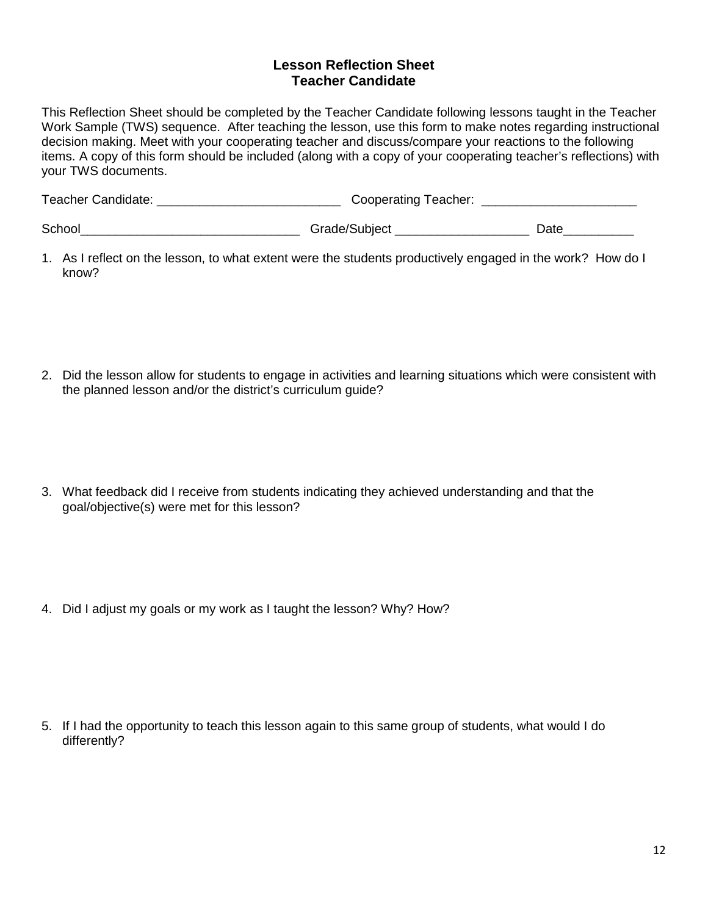## Lesson Reflection Sheet
## Teacher Candidate

This Reflection Sheet should be completed by the Teacher Candidate following lessons taught in the Teacher Work Sample (TWS) sequence. After teaching the lesson, use this form to make notes regarding instructional decision making. Meet with your cooperating teacher and discuss/compare your reactions to the following items. A copy of this form should be included (along with a copy of your cooperating teacher's reflections) with your TWS documents.

Teacher Candidate: __________________________ Cooperating Teacher: ______________________

School_______________________________ Grade/Subject ___________________ Date__________

1. As I reflect on the lesson, to what extent were the students productively engaged in the work? How do I know?

2. Did the lesson allow for students to engage in activities and learning situations which were consistent with the planned lesson and/or the district's curriculum guide?

3. What feedback did I receive from students indicating they achieved understanding and that the goal/objective(s) were met for this lesson?

4. Did I adjust my goals or my work as I taught the lesson? Why? How?

5. If I had the opportunity to teach this lesson again to this same group of students, what would I do differently?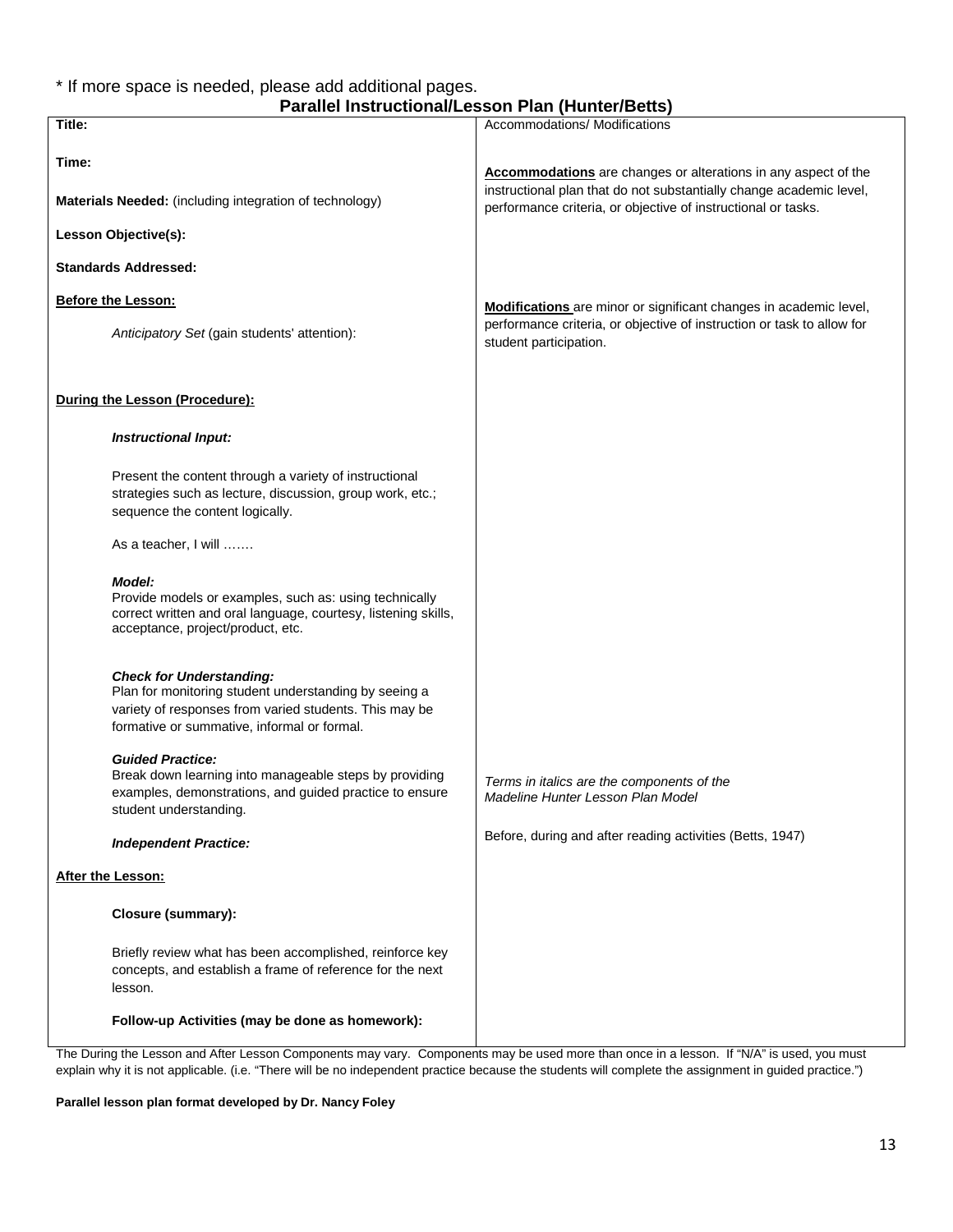* If more space is needed, please add additional pages.

**Parallel Instructional/Lesson Plan (Hunter/Betts)**

| **Title:**<br><br>**Time:**<br><br>**Materials Needed:** (including integration of technology)<br><br>**Lesson Objective(s):**<br><br>**Standards Addressed:**<br><br>**<u>Before the Lesson:</u>**<br><br>*Anticipatory Set* (gain students' attention):<br><br>**<u>During the Lesson (Procedure):</u>**<br><br>***Instructional Input:***<br><br>Present the content through a variety of instructional strategies such as lecture, discussion, group work, etc.; sequence the content logically.<br><br>As a teacher, I will …….<br><br>***Model:***<br>Provide models or examples, such as: using technically correct written and oral language, courtesy, listening skills, acceptance, project/product, etc.<br><br>***Check for Understanding:***<br>Plan for monitoring student understanding by seeing a variety of responses from varied students. This may be formative or summative, informal or formal.<br><br>***Guided Practice:***<br>Break down learning into manageable steps by providing examples, demonstrations, and guided practice to ensure student understanding.<br><br>***Independent Practice:***<br><br>**<u>After the Lesson:</u>**<br><br>**Closure (summary):**<br><br>Briefly review what has been accomplished, reinforce key concepts, and establish a frame of reference for the next lesson.<br><br>**Follow-up Activities (may be done as homework):** | Accommodations/ Modifications<br><br>**<u>Accommodations</u>** are changes or alterations in any aspect of the instructional plan that do not substantially change academic level, performance criteria, or objective of instructional or tasks.<br><br>**<u>Modifications</u>** are minor or significant changes in academic level, performance criteria, or objective of instruction or task to allow for student participation.<br><br>*Terms in italics are the components of the Madeline Hunter Lesson Plan Model*<br><br>Before, during and after reading activities (Betts, 1947) |
|---|---|

The During the Lesson and After Lesson Components may vary. Components may be used more than once in a lesson. If "N/A" is used, you must explain why it is not applicable. (i.e. "There will be no independent practice because the students will complete the assignment in guided practice.")

**Parallel lesson plan format developed by Dr. Nancy Foley**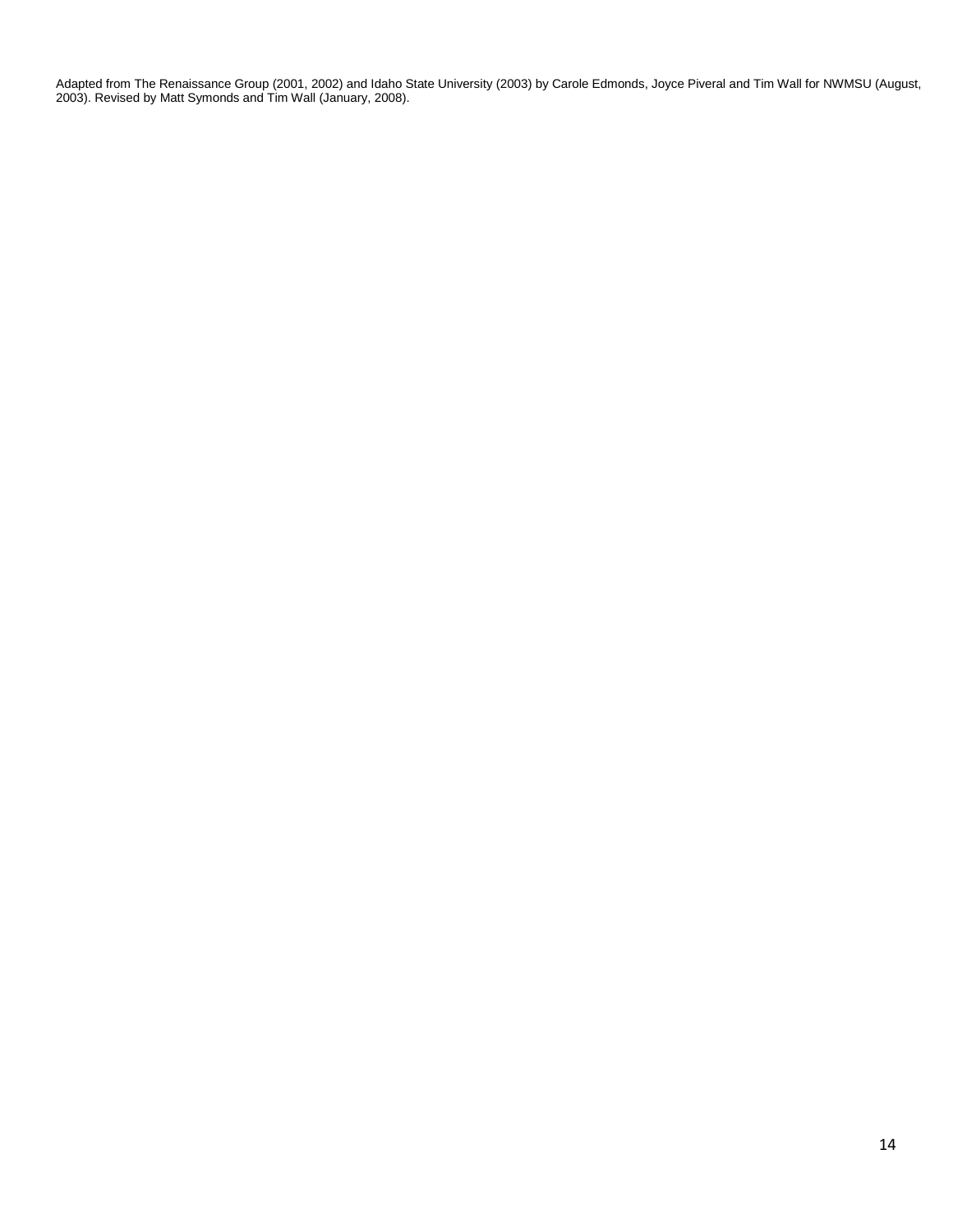Adapted from The Renaissance Group (2001, 2002) and Idaho State University (2003) by Carole Edmonds, Joyce Piveral and Tim Wall for NWMSU (August, 2003). Revised by Matt Symonds and Tim Wall (January, 2008).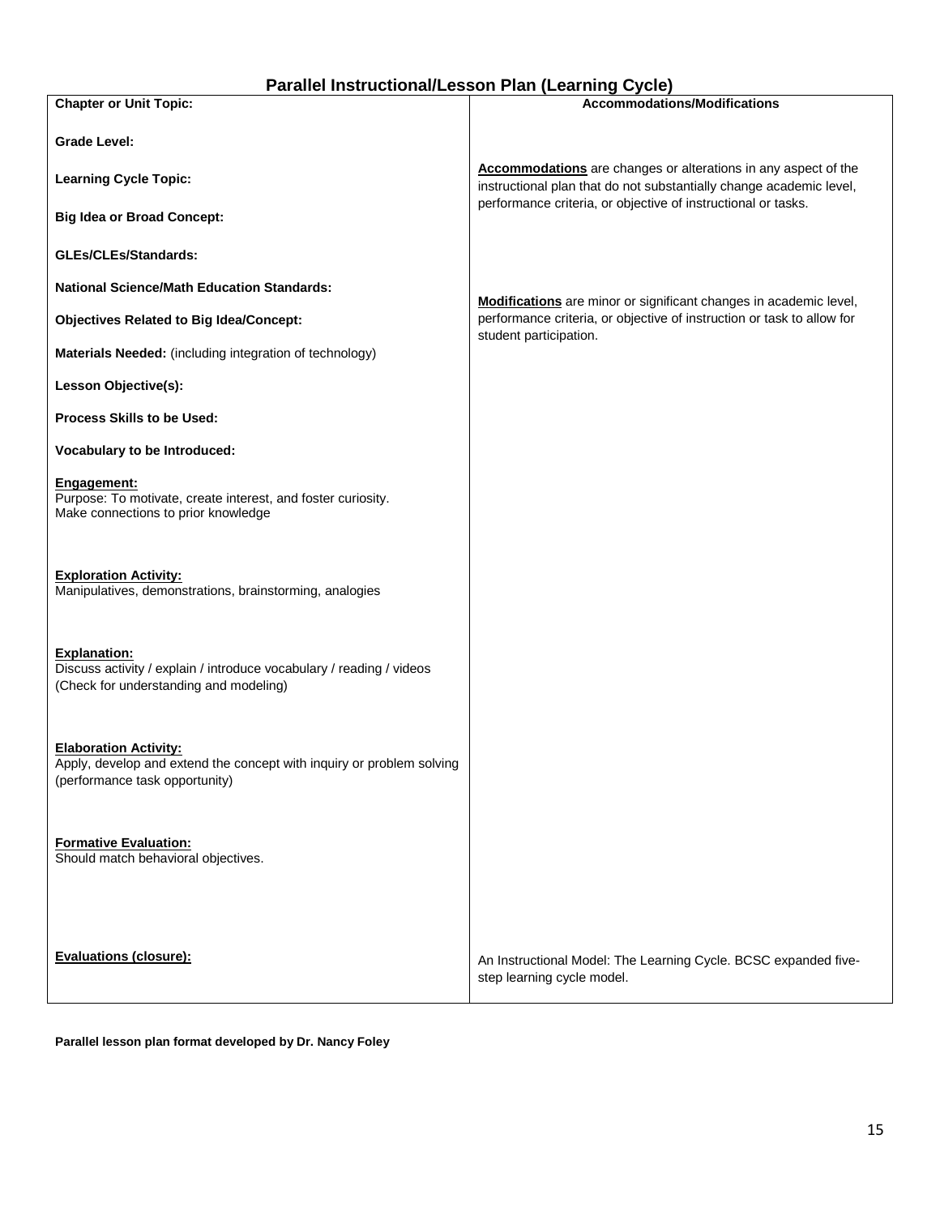## Parallel Instructional/Lesson Plan (Learning Cycle)

| Chapter or Unit Topic: | Accommodations/Modifications |
|---|---|
| **Grade Level:** | |
| **Learning Cycle Topic:** | **Accommodations** are changes or alterations in any aspect of the instructional plan that do not substantially change academic level, performance criteria, or objective of instructional or tasks. |
| **Big Idea or Broad Concept:** | |
| **GLEs/CLEs/Standards:** | |
| **National Science/Math Education Standards:** | **Modifications** are minor or significant changes in academic level, performance criteria, or objective of instruction or task to allow for student participation. |
| **Objectives Related to Big Idea/Concept:** | |
| **Materials Needed:** (including integration of technology) | |
| **Lesson Objective(s):** | |
| **Process Skills to be Used:** | |
| **Vocabulary to be Introduced:** | |
| **Engagement:** Purpose: To motivate, create interest, and foster curiosity. Make connections to prior knowledge | |
| **Exploration Activity:** Manipulatives, demonstrations, brainstorming, analogies | |
| **Explanation:** Discuss activity / explain / introduce vocabulary / reading / videos (Check for understanding and modeling) | |
| **Elaboration Activity:** Apply, develop and extend the concept with inquiry or problem solving (performance task opportunity) | |
| **Formative Evaluation:** Should match behavioral objectives. | |
| **Evaluations (closure):** | An Instructional Model: The Learning Cycle. BCSC expanded five-step learning cycle model. |

**Parallel lesson plan format developed by Dr. Nancy Foley**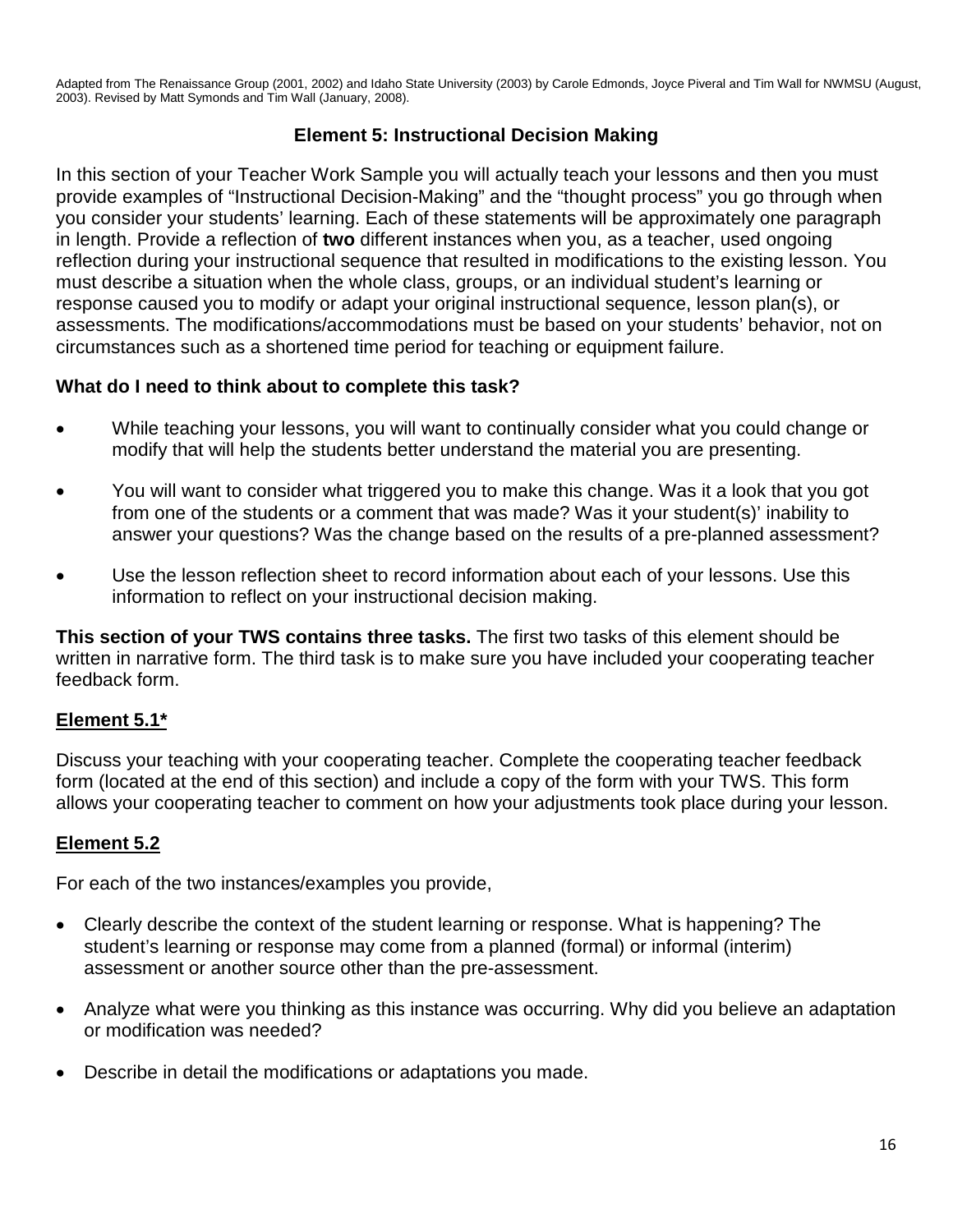Adapted from The Renaissance Group (2001, 2002) and Idaho State University (2003) by Carole Edmonds, Joyce Piveral and Tim Wall for NWMSU (August, 2003). Revised by Matt Symonds and Tim Wall (January, 2008).

## Element 5: Instructional Decision Making

In this section of your Teacher Work Sample you will actually teach your lessons and then you must provide examples of "Instructional Decision-Making" and the "thought process" you go through when you consider your students' learning. Each of these statements will be approximately one paragraph in length. Provide a reflection of **two** different instances when you, as a teacher, used ongoing reflection during your instructional sequence that resulted in modifications to the existing lesson. You must describe a situation when the whole class, groups, or an individual student's learning or response caused you to modify or adapt your original instructional sequence, lesson plan(s), or assessments. The modifications/accommodations must be based on your students' behavior, not on circumstances such as a shortened time period for teaching or equipment failure.

**What do I need to think about to complete this task?**

- While teaching your lessons, you will want to continually consider what you could change or modify that will help the students better understand the material you are presenting.
- You will want to consider what triggered you to make this change. Was it a look that you got from one of the students or a comment that was made? Was it your student(s)' inability to answer your questions? Was the change based on the results of a pre-planned assessment?
- Use the lesson reflection sheet to record information about each of your lessons. Use this information to reflect on your instructional decision making.

**This section of your TWS contains three tasks.** The first two tasks of this element should be written in narrative form. The third task is to make sure you have included your cooperating teacher feedback form.

### Element 5.1*

Discuss your teaching with your cooperating teacher. Complete the cooperating teacher feedback form (located at the end of this section) and include a copy of the form with your TWS. This form allows your cooperating teacher to comment on how your adjustments took place during your lesson.

### Element 5.2

For each of the two instances/examples you provide,

- Clearly describe the context of the student learning or response. What is happening? The student's learning or response may come from a planned (formal) or informal (interim) assessment or another source other than the pre-assessment.
- Analyze what were you thinking as this instance was occurring. Why did you believe an adaptation or modification was needed?
- Describe in detail the modifications or adaptations you made.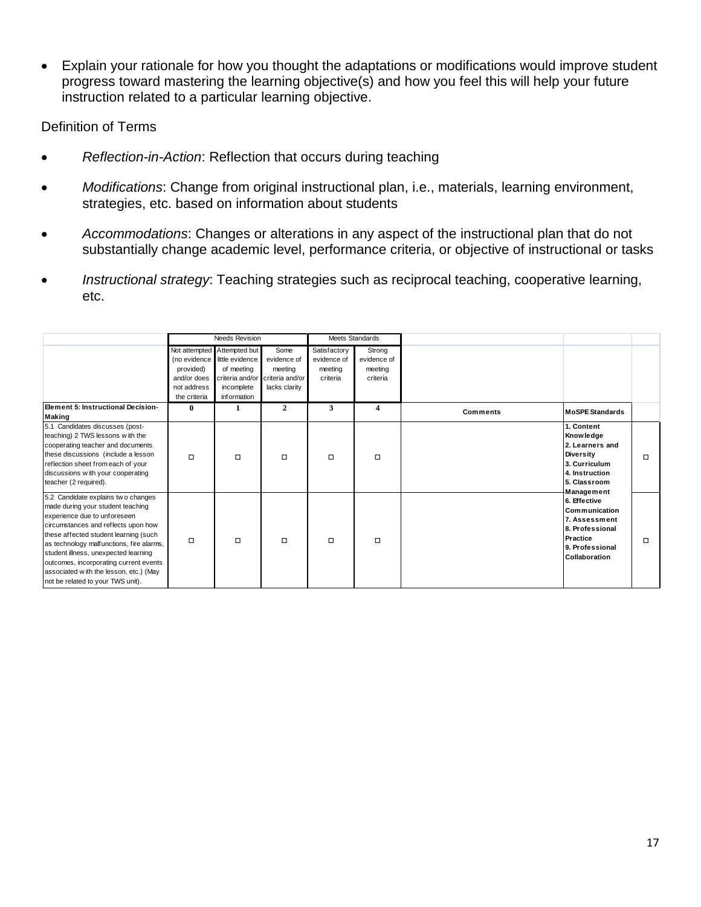- Explain your rationale for how you thought the adaptations or modifications would improve student progress toward mastering the learning objective(s) and how you feel this will help your future instruction related to a particular learning objective.

Definition of Terms

- *Reflection-in-Action*: Reflection that occurs during teaching
- *Modifications*: Change from original instructional plan, i.e., materials, learning environment, strategies, etc. based on information about students
- *Accommodations*: Changes or alterations in any aspect of the instructional plan that do not substantially change academic level, performance criteria, or objective of instructional or tasks
- *Instructional strategy*: Teaching strategies such as reciprocal teaching, cooperative learning, etc.

| | Needs Revision | | | Meets Standards | | | | |
|---|---|---|---|---|---|---|---|---|
| | Not attempted (no evidence provided) and/or does not address the criteria | Attempted but little evidence of meeting criteria and/or incomplete information | Some evidence of meeting criteria and/or lacks clarity | Satisfactory evidence of meeting criteria | Strong evidence of meeting criteria | | | |
| **Element 5: Instructional Decision-Making** | **0** | **1** | **2** | **3** | **4** | **Comments** | **MoSPE Standards** | |
| 5.1 Candidates discusses (post-teaching) 2 TWS lessons with the cooperating teacher and documents these discussions (include a lesson reflection sheet from each of your discussions with your cooperating teacher (2 required). | ☐ | ☐ | ☐ | ☐ | ☐ | | **1. Content Knowledge 2. Learners and Diversity 3. Curriculum 4. Instruction 5. Classroom Management 6. Effective Communication 7. Assessment 8. Professional Practice 9. Professional Collaboration** | ☐ |
| 5.2 Candidate explains two changes made during your student teaching experience due to unforeseen circumstances and reflects upon how these affected student learning (such as technology malfunctions, fire alarms, student illness, unexpected learning outcomes, incorporating current events associated with the lesson, etc.) (May not be related to your TWS unit). | ☐ | ☐ | ☐ | ☐ | ☐ | | | ☐ |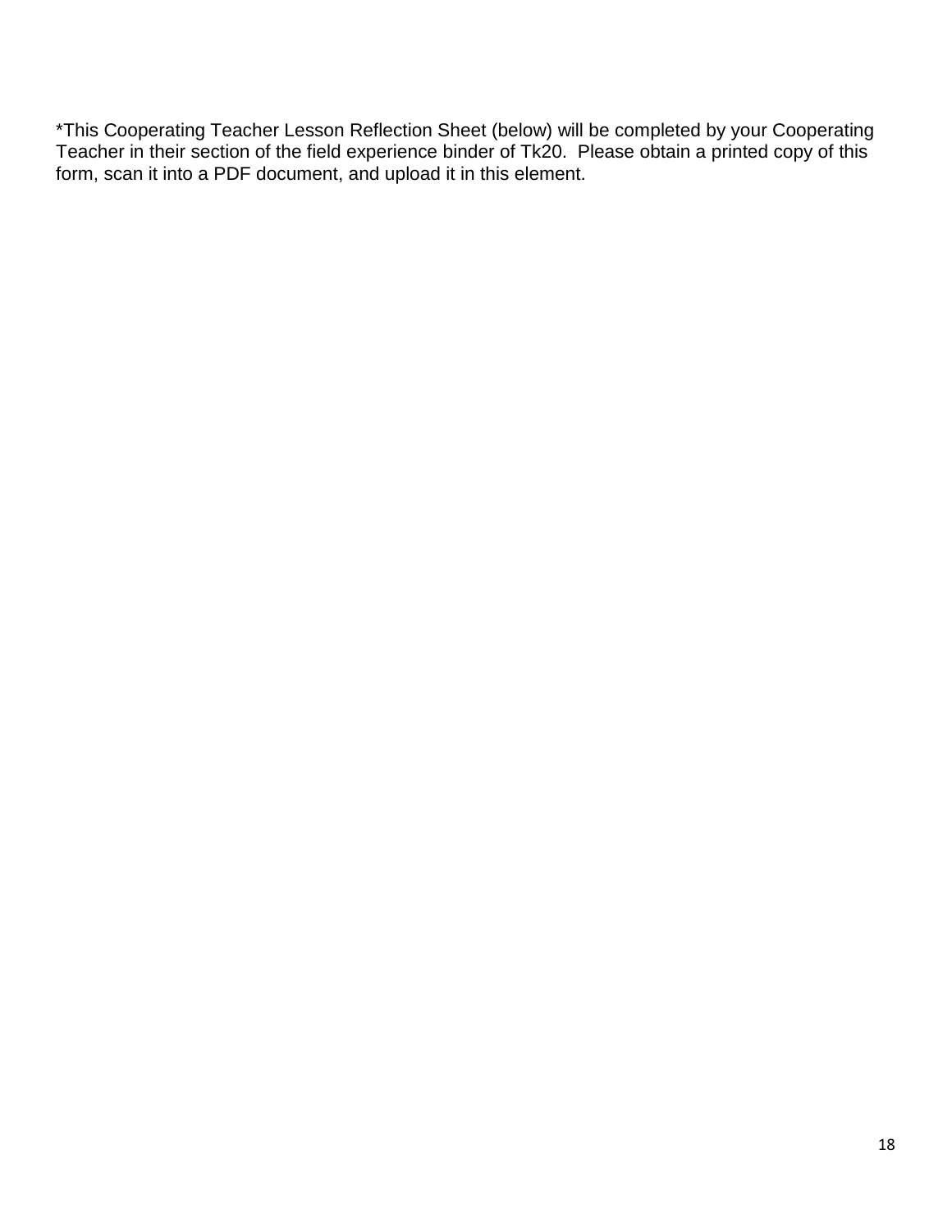*This Cooperating Teacher Lesson Reflection Sheet (below) will be completed by your Cooperating Teacher in their section of the field experience binder of Tk20. Please obtain a printed copy of this form, scan it into a PDF document, and upload it in this element.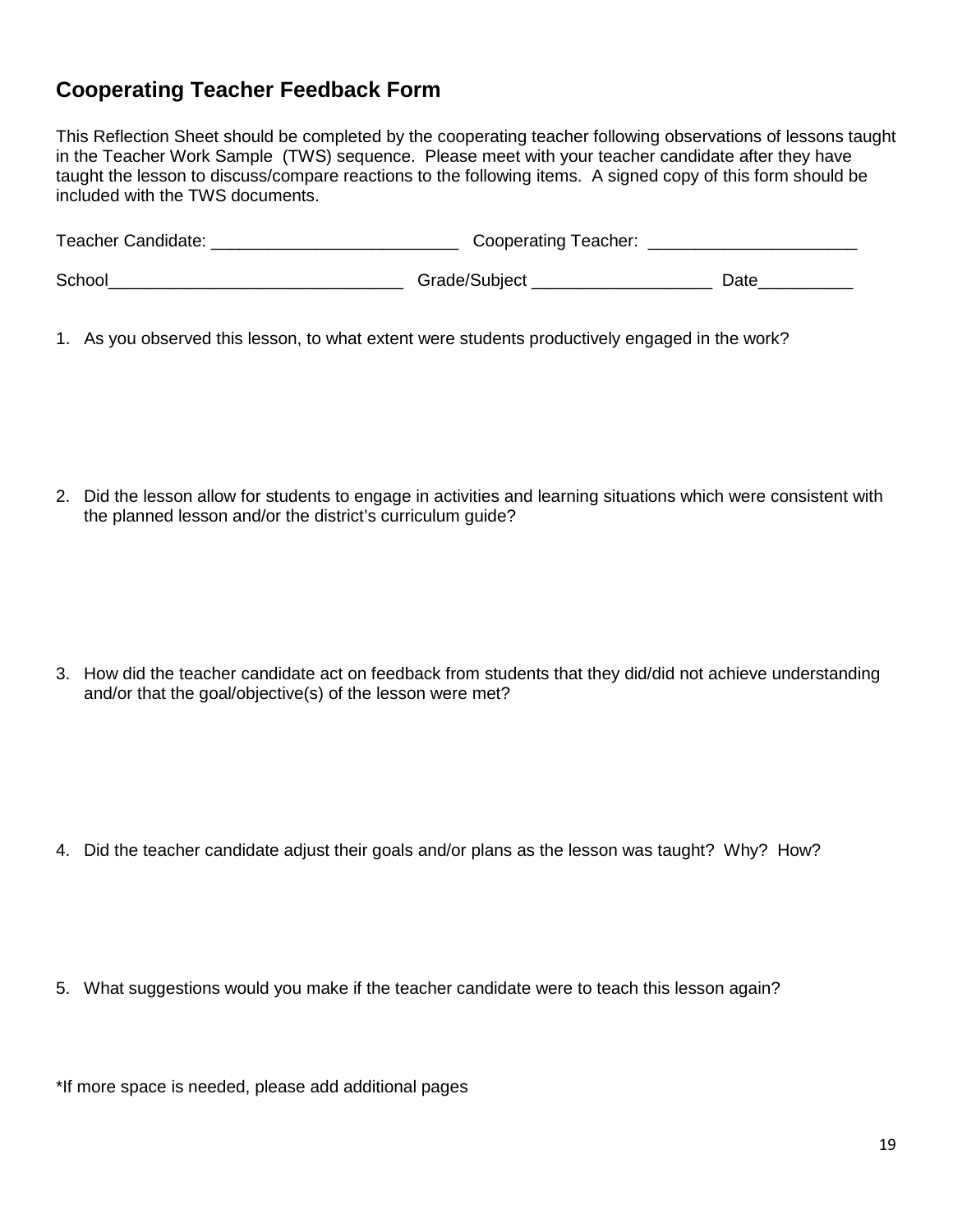## Cooperating Teacher Feedback Form

This Reflection Sheet should be completed by the cooperating teacher following observations of lessons taught in the Teacher Work Sample (TWS) sequence. Please meet with your teacher candidate after they have taught the lesson to discuss/compare reactions to the following items. A signed copy of this form should be included with the TWS documents.

Teacher Candidate: __________________________ Cooperating Teacher: ______________________

School_______________________________ Grade/Subject ___________________ Date__________

1. As you observed this lesson, to what extent were students productively engaged in the work?

2. Did the lesson allow for students to engage in activities and learning situations which were consistent with the planned lesson and/or the district's curriculum guide?

3. How did the teacher candidate act on feedback from students that they did/did not achieve understanding and/or that the goal/objective(s) of the lesson were met?

4. Did the teacher candidate adjust their goals and/or plans as the lesson was taught? Why? How?

5. What suggestions would you make if the teacher candidate were to teach this lesson again?

*If more space is needed, please add additional pages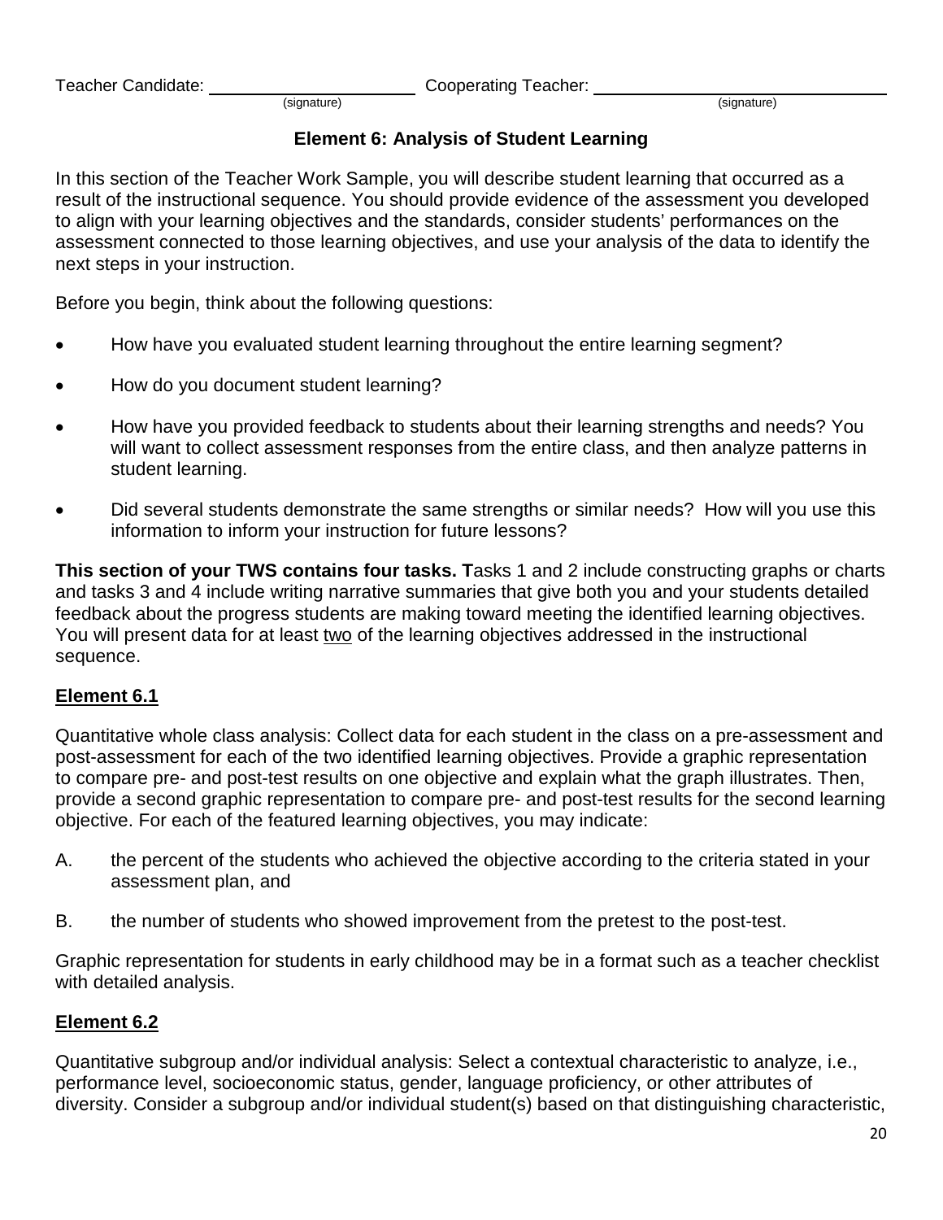Teacher Candidate: ______________________ Cooperating Teacher: ________________________________
(signature) (signature)

## Element 6: Analysis of Student Learning

In this section of the Teacher Work Sample, you will describe student learning that occurred as a result of the instructional sequence. You should provide evidence of the assessment you developed to align with your learning objectives and the standards, consider students' performances on the assessment connected to those learning objectives, and use your analysis of the data to identify the next steps in your instruction.

Before you begin, think about the following questions:

- How have you evaluated student learning throughout the entire learning segment?
- How do you document student learning?
- How have you provided feedback to students about their learning strengths and needs? You will want to collect assessment responses from the entire class, and then analyze patterns in student learning.
- Did several students demonstrate the same strengths or similar needs? How will you use this information to inform your instruction for future lessons?

**This section of your TWS contains four tasks. T**asks 1 and 2 include constructing graphs or charts and tasks 3 and 4 include writing narrative summaries that give both you and your students detailed feedback about the progress students are making toward meeting the identified learning objectives. You will present data for at least <u>two</u> of the learning objectives addressed in the instructional sequence.

### Element 6.1

Quantitative whole class analysis: Collect data for each student in the class on a pre-assessment and post-assessment for each of the two identified learning objectives. Provide a graphic representation to compare pre- and post-test results on one objective and explain what the graph illustrates. Then, provide a second graphic representation to compare pre- and post-test results for the second learning objective. For each of the featured learning objectives, you may indicate:

A. the percent of the students who achieved the objective according to the criteria stated in your assessment plan, and

B. the number of students who showed improvement from the pretest to the post-test.

Graphic representation for students in early childhood may be in a format such as a teacher checklist with detailed analysis.

### Element 6.2

Quantitative subgroup and/or individual analysis: Select a contextual characteristic to analyze, i.e., performance level, socioeconomic status, gender, language proficiency, or other attributes of diversity. Consider a subgroup and/or individual student(s) based on that distinguishing characteristic,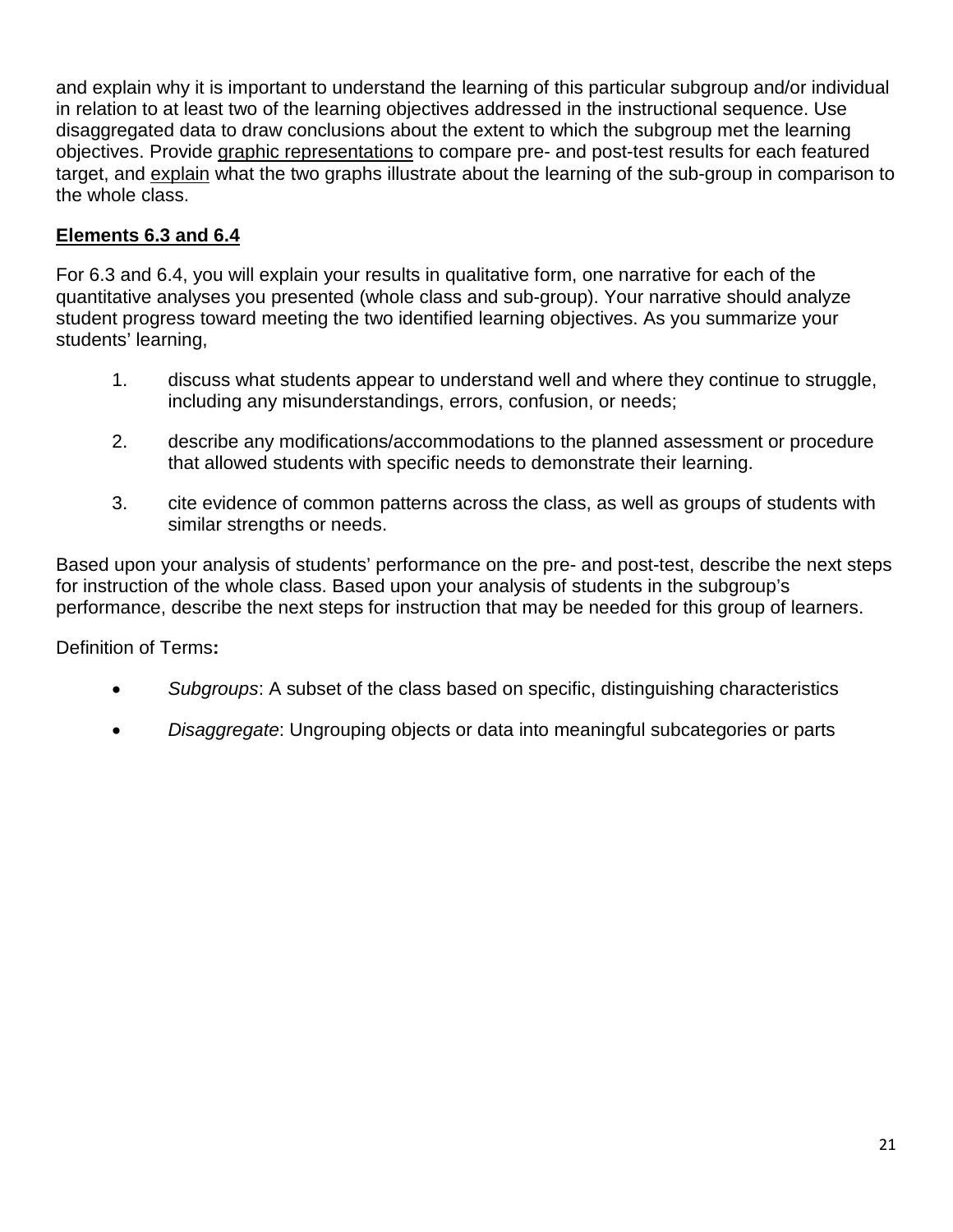and explain why it is important to understand the learning of this particular subgroup and/or individual in relation to at least two of the learning objectives addressed in the instructional sequence. Use disaggregated data to draw conclusions about the extent to which the subgroup met the learning objectives. Provide graphic representations to compare pre- and post-test results for each featured target, and explain what the two graphs illustrate about the learning of the sub-group in comparison to the whole class.

**Elements 6.3 and 6.4**

For 6.3 and 6.4, you will explain your results in qualitative form, one narrative for each of the quantitative analyses you presented (whole class and sub-group). Your narrative should analyze student progress toward meeting the two identified learning objectives. As you summarize your students' learning,

1. discuss what students appear to understand well and where they continue to struggle, including any misunderstandings, errors, confusion, or needs;
2. describe any modifications/accommodations to the planned assessment or procedure that allowed students with specific needs to demonstrate their learning.
3. cite evidence of common patterns across the class, as well as groups of students with similar strengths or needs.

Based upon your analysis of students' performance on the pre- and post-test, describe the next steps for instruction of the whole class. Based upon your analysis of students in the subgroup's performance, describe the next steps for instruction that may be needed for this group of learners.

Definition of Terms**:**

- *Subgroups*: A subset of the class based on specific, distinguishing characteristics
- *Disaggregate*: Ungrouping objects or data into meaningful subcategories or parts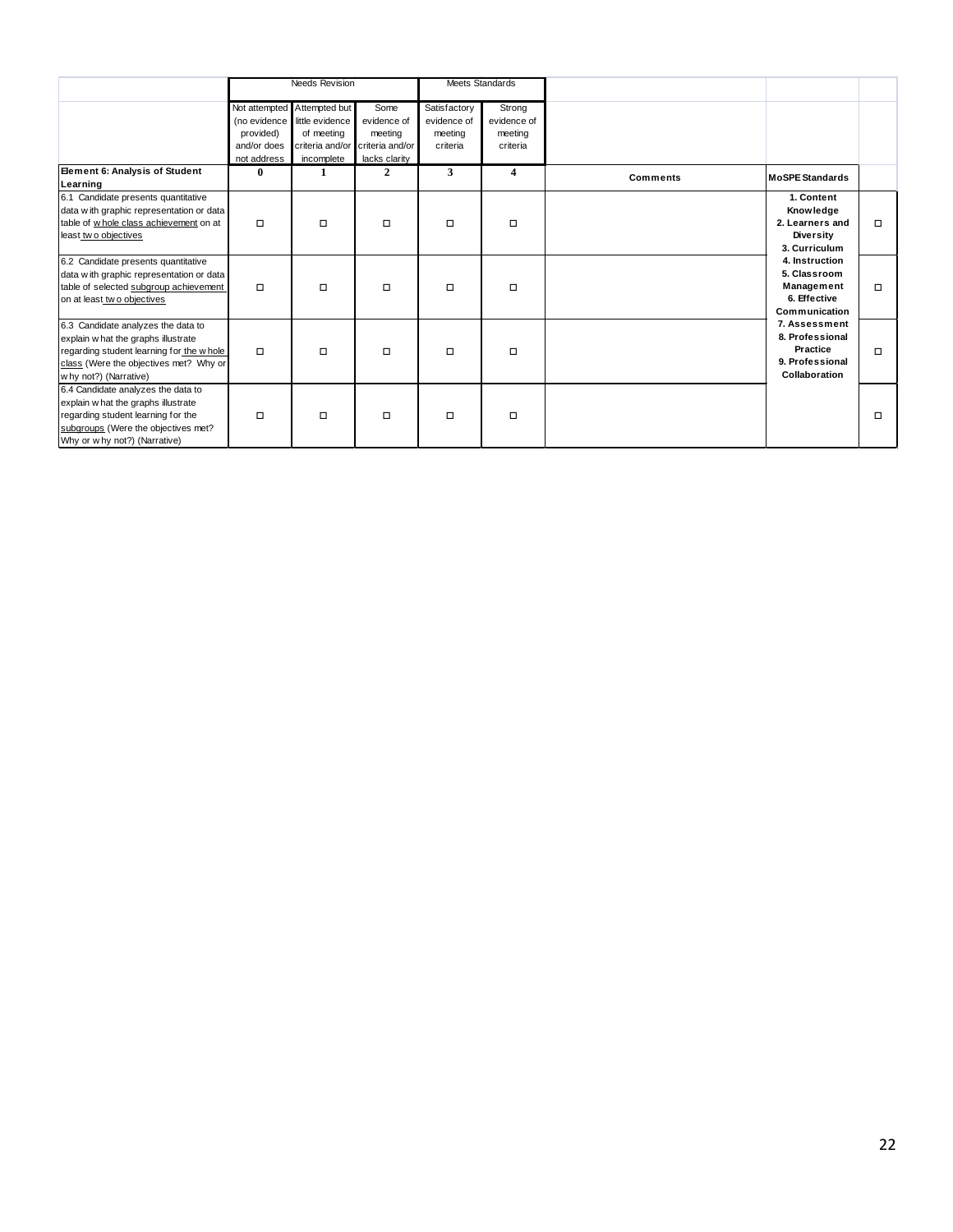| | Needs Revision | | | Meets Standards | | | | |
|---|---|---|---|---|---|---|---|---|
| | Not attempted (no evidence provided) and/or does not address | Attempted but little evidence of meeting criteria and/or incomplete | Some evidence of meeting criteria and/or lacks clarity | Satisfactory evidence of meeting criteria | Strong evidence of meeting criteria | | | |
| **Element 6: Analysis of Student Learning** | **0** | **1** | **2** | **3** | **4** | **Comments** | **MoSPE Standards** | |
| 6.1 Candidate presents quantitative data with graphic representation or data table of whole class achievement on at least two objectives | ☐ | ☐ | ☐ | ☐ | ☐ | | **1. Content Knowledge 2. Learners and Diversity 3. Curriculum 4. Instruction 5. Classroom Management 6. Effective Communication 7. Assessment 8. Professional Practice 9. Professional Collaboration** | ☐ |
| 6.2 Candidate presents quantitative data with graphic representation or data table of selected subgroup achievement on at least two objectives | ☐ | ☐ | ☐ | ☐ | ☐ | | | ☐ |
| 6.3 Candidate analyzes the data to explain what the graphs illustrate regarding student learning for the whole class (Were the objectives met? Why or why not?) (Narrative) | ☐ | ☐ | ☐ | ☐ | ☐ | | | ☐ |
| 6.4 Candidate analyzes the data to explain what the graphs illustrate regarding student learning for the subgroups (Were the objectives met? Why or why not?) (Narrative) | ☐ | ☐ | ☐ | ☐ | ☐ | | | ☐ |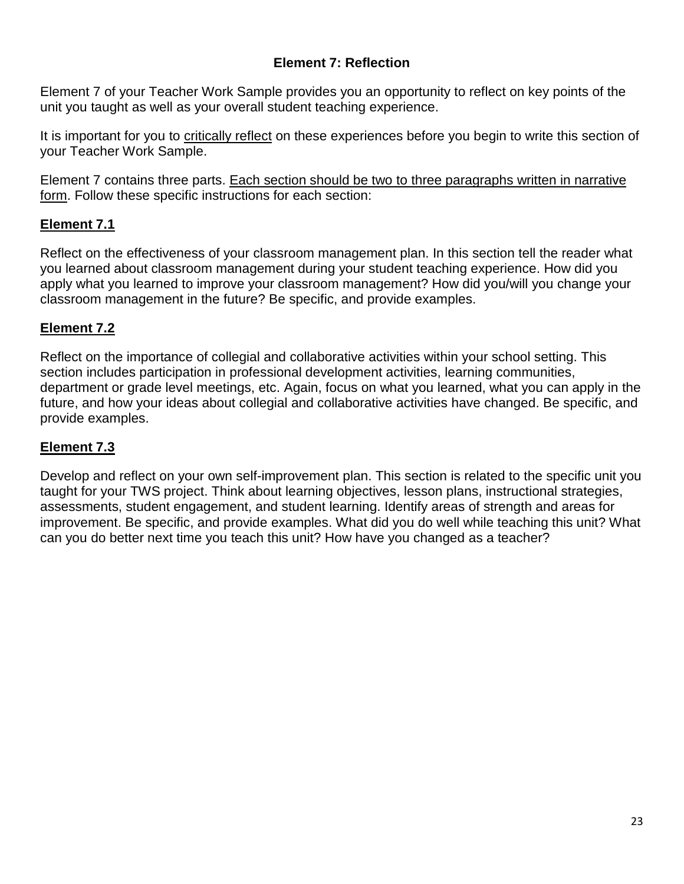## Element 7: Reflection

Element 7 of your Teacher Work Sample provides you an opportunity to reflect on key points of the unit you taught as well as your overall student teaching experience.

It is important for you to critically reflect on these experiences before you begin to write this section of your Teacher Work Sample.

Element 7 contains three parts. Each section should be two to three paragraphs written in narrative form. Follow these specific instructions for each section:

### Element 7.1

Reflect on the effectiveness of your classroom management plan. In this section tell the reader what you learned about classroom management during your student teaching experience. How did you apply what you learned to improve your classroom management? How did you/will you change your classroom management in the future? Be specific, and provide examples.

### Element 7.2

Reflect on the importance of collegial and collaborative activities within your school setting. This section includes participation in professional development activities, learning communities, department or grade level meetings, etc. Again, focus on what you learned, what you can apply in the future, and how your ideas about collegial and collaborative activities have changed. Be specific, and provide examples.

### Element 7.3

Develop and reflect on your own self-improvement plan. This section is related to the specific unit you taught for your TWS project. Think about learning objectives, lesson plans, instructional strategies, assessments, student engagement, and student learning. Identify areas of strength and areas for improvement. Be specific, and provide examples. What did you do well while teaching this unit? What can you do better next time you teach this unit? How have you changed as a teacher?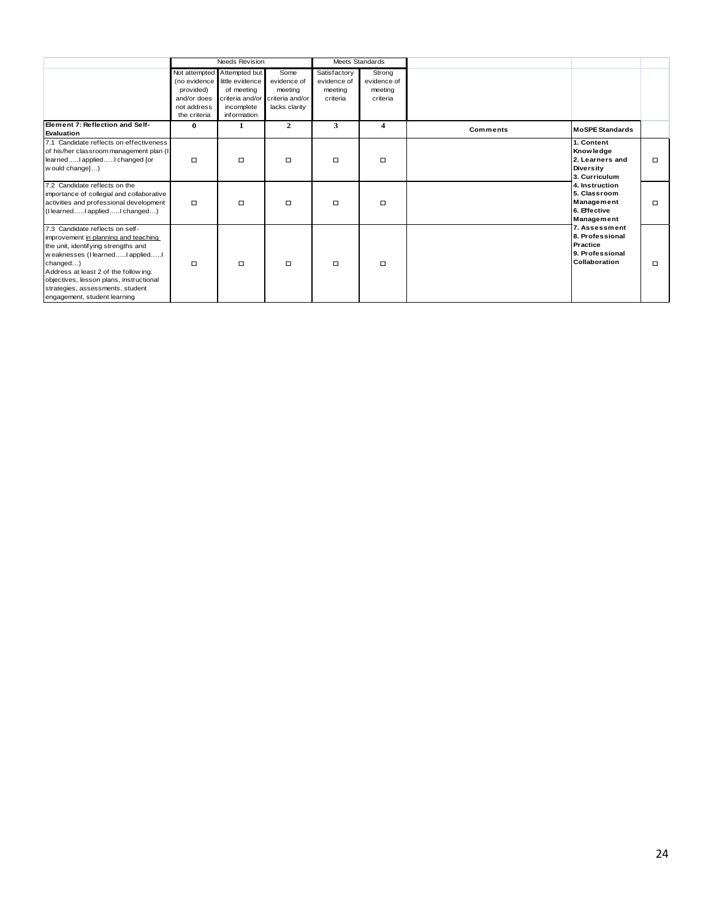| | Needs Revision | | | Meets Standards | | | | |
|---|---|---|---|---|---|---|---|---|
| | Not attempted (no evidence provided) and/or does not address the criteria | Attempted but little evidence of meeting criteria and/or incomplete information | Some evidence of meeting criteria and/or lacks clarity | Satisfactory evidence of meeting criteria | Strong evidence of meeting criteria | | | |
| **Element 7: Reflection and Self-Evaluation** | **0** | **1** | **2** | **3** | **4** | **Comments** | **MoSPE Standards** | |
| 7.1 Candidate reflects on effectiveness of his/her classroom management plan (I learned…..I applied…..I changed [or would change]…) | □ | □ | □ | □ | □ | | **1. Content Knowledge 2. Learners and Diversity 3. Curriculum** | □ |
| 7.2 Candidate reflects on the importance of collegial and collaborative activities and professional development (I learned…..I applied…..I changed…) | □ | □ | □ | □ | □ | | **4. Instruction 5. Classroom Management 6. Effective Management** | □ |
| 7.3 Candidate reflects on self-improvement <u>in planning and teaching</u> the unit, identifying strengths and weaknesses (I learned…..I applied…..I changed…) Address at least 2 of the following: objectives, lesson plans, instructional strategies, assessments, student engagement, student learning | □ | □ | □ | □ | □ | | **7. Assessment 8. Professional Practice 9. Professional Collaboration** | □ |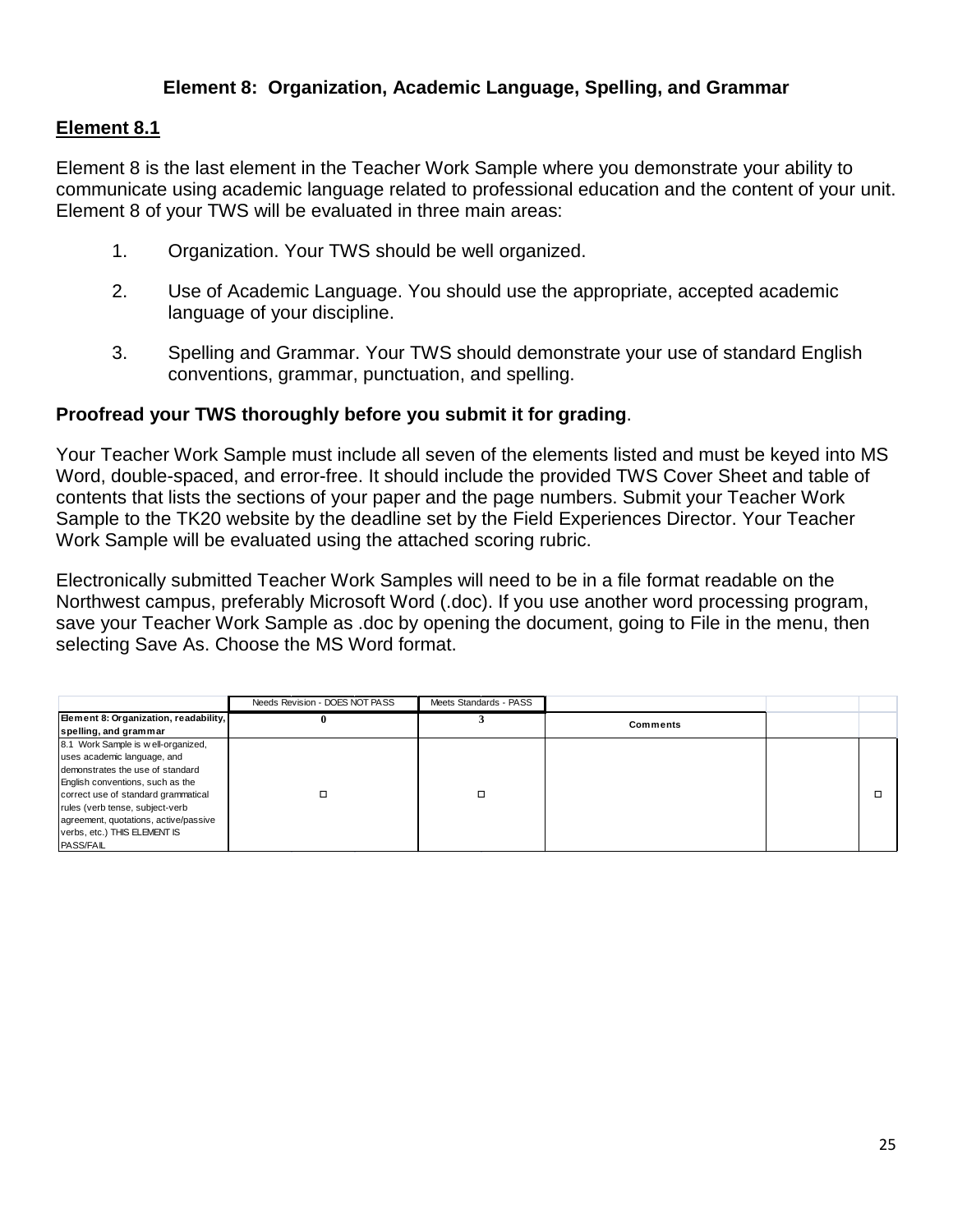**Element 8: Organization, Academic Language, Spelling, and Grammar**

## Element 8.1

Element 8 is the last element in the Teacher Work Sample where you demonstrate your ability to communicate using academic language related to professional education and the content of your unit. Element 8 of your TWS will be evaluated in three main areas:

1. Organization. Your TWS should be well organized.

2. Use of Academic Language. You should use the appropriate, accepted academic language of your discipline.

3. Spelling and Grammar. Your TWS should demonstrate your use of standard English conventions, grammar, punctuation, and spelling.

**Proofread your TWS thoroughly before you submit it for grading**.

Your Teacher Work Sample must include all seven of the elements listed and must be keyed into MS Word, double-spaced, and error-free. It should include the provided TWS Cover Sheet and table of contents that lists the sections of your paper and the page numbers. Submit your Teacher Work Sample to the TK20 website by the deadline set by the Field Experiences Director. Your Teacher Work Sample will be evaluated using the attached scoring rubric.

Electronically submitted Teacher Work Samples will need to be in a file format readable on the Northwest campus, preferably Microsoft Word (.doc). If you use another word processing program, save your Teacher Work Sample as .doc by opening the document, going to File in the menu, then selecting Save As. Choose the MS Word format.

| | Needs Revision - DOES NOT PASS | Meets Standards - PASS | | | |
|---|---|---|---|---|---|
| **Element 8: Organization, readability, spelling, and grammar** | **0** | **3** | **Comments** | | |
| 8.1 Work Sample is well-organized, uses academic language, and demonstrates the use of standard English conventions, such as the correct use of standard grammatical rules (verb tense, subject-verb agreement, quotations, active/passive verbs, etc.) THIS ELEMENT IS PASS/FAIL | ☐ | ☐ | | | ☐ |